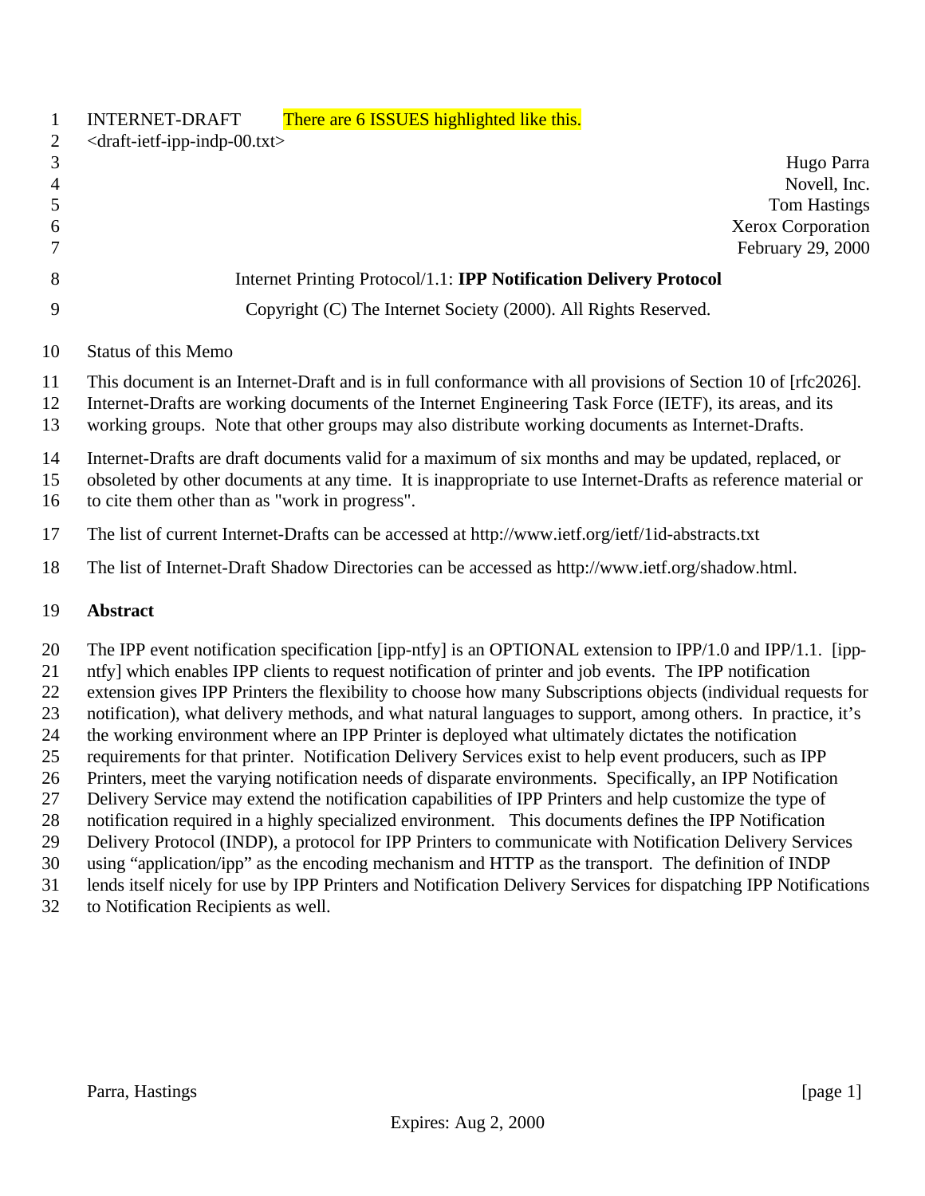INTERNET-DRAFT There are 6 ISSUES highlighted like this.

<draft-ietf-ipp-indp-00.txt>

Hugo Parra
Novell, Inc.
Tom Hastings
Xerox Corporation
February 29, 2000

Internet Printing Protocol/1.1: **IPP Notification Delivery Protocol**

Copyright (C) The Internet Society (2000). All Rights Reserved.

Status of this Memo

This document is an Internet-Draft and is in full conformance with all provisions of Section 10 of [rfc2026]. Internet-Drafts are working documents of the Internet Engineering Task Force (IETF), its areas, and its working groups. Note that other groups may also distribute working documents as Internet-Drafts.

Internet-Drafts are draft documents valid for a maximum of six months and may be updated, replaced, or obsoleted by other documents at any time. It is inappropriate to use Internet-Drafts as reference material or to cite them other than as "work in progress".

The list of current Internet-Drafts can be accessed at http://www.ietf.org/ietf/1id-abstracts.txt

The list of Internet-Draft Shadow Directories can be accessed as http://www.ietf.org/shadow.html.

## Abstract

The IPP event notification specification [ipp-ntfy] is an OPTIONAL extension to IPP/1.0 and IPP/1.1. [ipp-ntfy] which enables IPP clients to request notification of printer and job events. The IPP notification extension gives IPP Printers the flexibility to choose how many Subscriptions objects (individual requests for notification), what delivery methods, and what natural languages to support, among others. In practice, it's the working environment where an IPP Printer is deployed what ultimately dictates the notification requirements for that printer. Notification Delivery Services exist to help event producers, such as IPP Printers, meet the varying notification needs of disparate environments. Specifically, an IPP Notification Delivery Service may extend the notification capabilities of IPP Printers and help customize the type of notification required in a highly specialized environment. This documents defines the IPP Notification Delivery Protocol (INDP), a protocol for IPP Printers to communicate with Notification Delivery Services using "application/ipp" as the encoding mechanism and HTTP as the transport. The definition of INDP lends itself nicely for use by IPP Printers and Notification Delivery Services for dispatching IPP Notifications to Notification Recipients as well.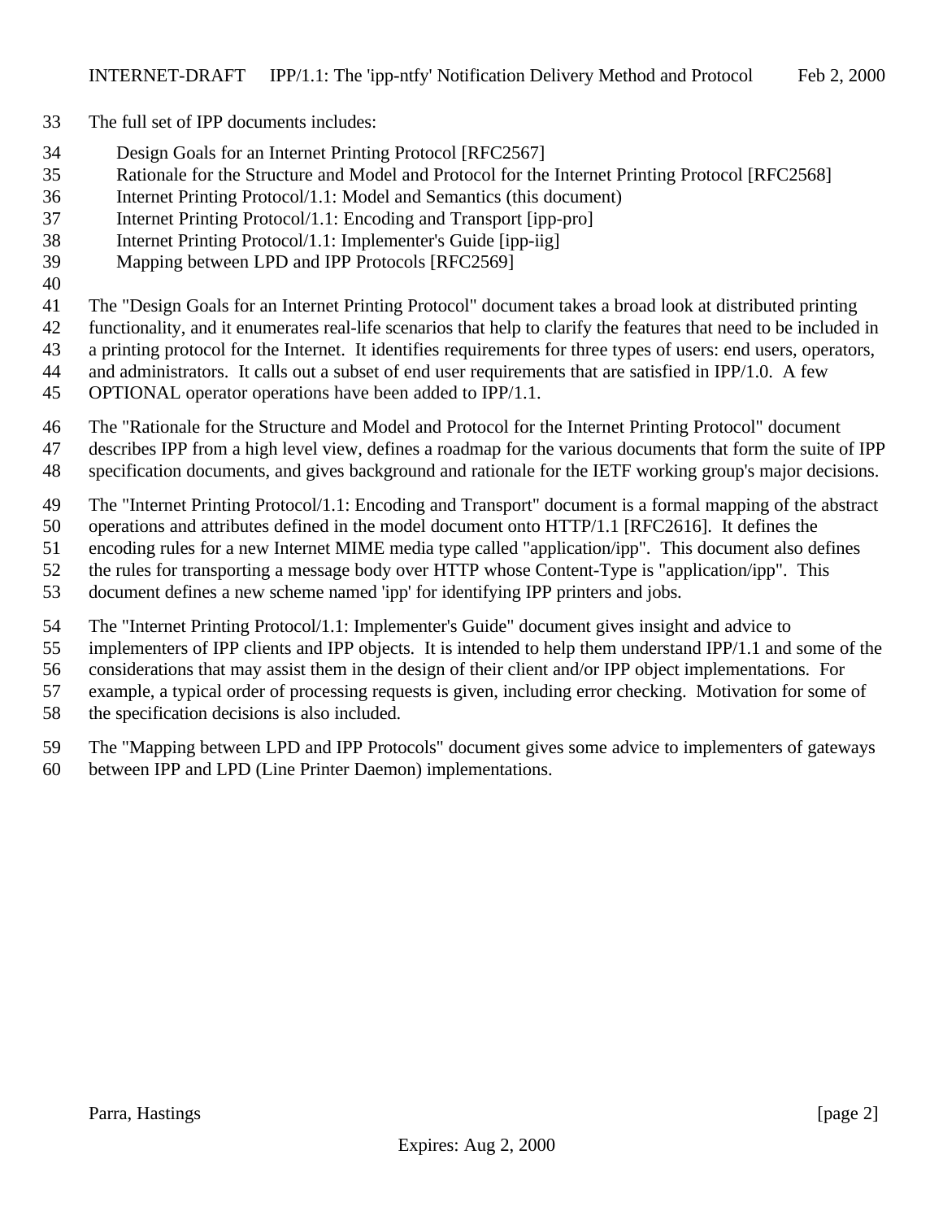The full set of IPP documents includes:

- Design Goals for an Internet Printing Protocol [RFC2567]
- Rationale for the Structure and Model and Protocol for the Internet Printing Protocol [RFC2568]
- Internet Printing Protocol/1.1: Model and Semantics (this document)
- Internet Printing Protocol/1.1: Encoding and Transport [ipp-pro]
- Internet Printing Protocol/1.1: Implementer's Guide [ipp-iig]
- Mapping between LPD and IPP Protocols [RFC2569]

The "Design Goals for an Internet Printing Protocol" document takes a broad look at distributed printing functionality, and it enumerates real-life scenarios that help to clarify the features that need to be included in a printing protocol for the Internet. It identifies requirements for three types of users: end users, operators, and administrators. It calls out a subset of end user requirements that are satisfied in IPP/1.0. A few OPTIONAL operator operations have been added to IPP/1.1.

The "Rationale for the Structure and Model and Protocol for the Internet Printing Protocol" document describes IPP from a high level view, defines a roadmap for the various documents that form the suite of IPP specification documents, and gives background and rationale for the IETF working group's major decisions.

The "Internet Printing Protocol/1.1: Encoding and Transport" document is a formal mapping of the abstract operations and attributes defined in the model document onto HTTP/1.1 [RFC2616]. It defines the encoding rules for a new Internet MIME media type called "application/ipp". This document also defines the rules for transporting a message body over HTTP whose Content-Type is "application/ipp". This document defines a new scheme named 'ipp' for identifying IPP printers and jobs.

The "Internet Printing Protocol/1.1: Implementer's Guide" document gives insight and advice to implementers of IPP clients and IPP objects. It is intended to help them understand IPP/1.1 and some of the considerations that may assist them in the design of their client and/or IPP object implementations. For example, a typical order of processing requests is given, including error checking. Motivation for some of the specification decisions is also included.

The "Mapping between LPD and IPP Protocols" document gives some advice to implementers of gateways between IPP and LPD (Line Printer Daemon) implementations.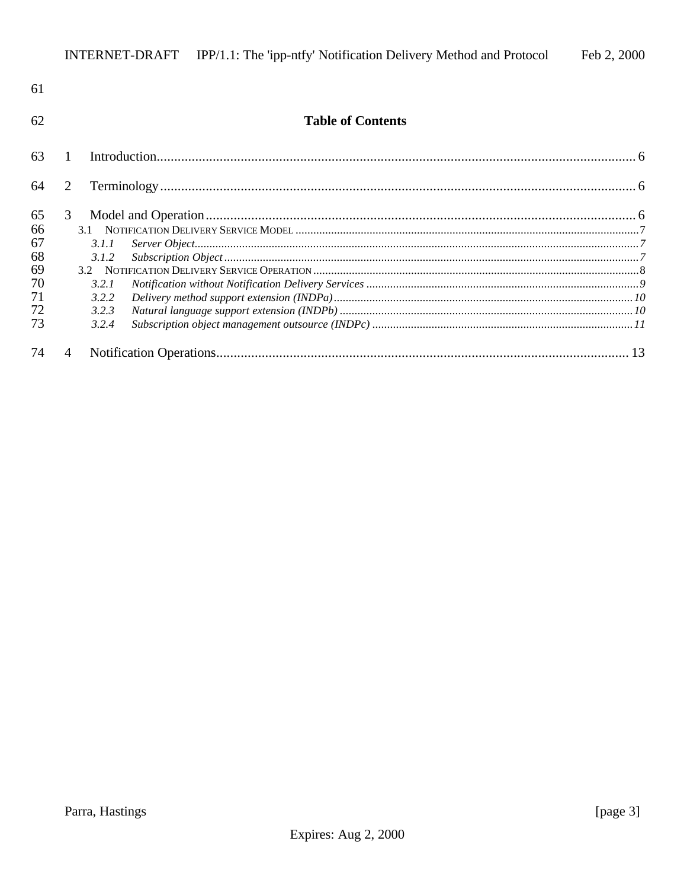## Table of Contents

1 Introduction ........ 6

2 Terminology ........ 6

3 Model and Operation ........ 6

- 3.1 Notification Delivery Service Model ........ 7
  - *3.1.1 Server Object ........ 7*
  - *3.1.2 Subscription Object ........ 7*
- 3.2 Notification Delivery Service Operation ........ 8
  - *3.2.1 Notification without Notification Delivery Services ........ 9*
  - *3.2.2 Delivery method support extension (INDPa) ........ 10*
  - *3.2.3 Natural language support extension (INDPb) ........ 10*
  - *3.2.4 Subscription object management outsource (INDPc) ........ 11*

4 Notification Operations ........ 13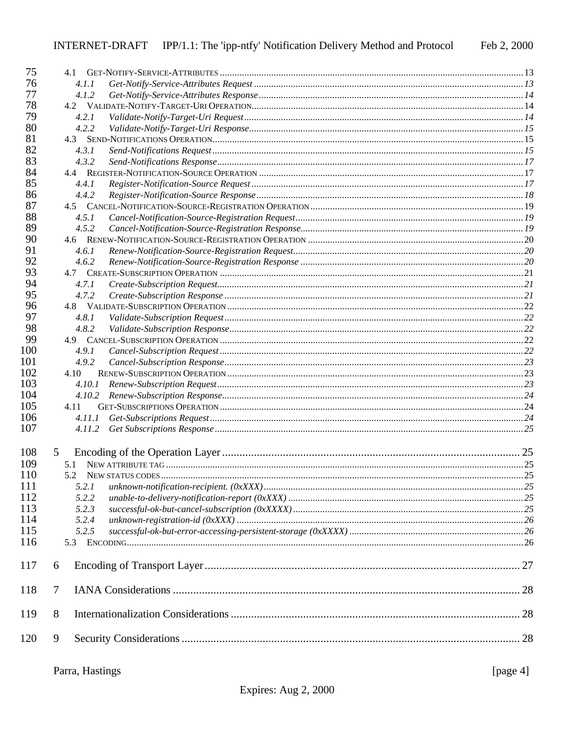75 4.1 GET-NOTIFY-SERVICE-ATTRIBUTES ........ 13
76 4.1.1 *Get-Notify-Service-Attributes Request* ........ 13
77 4.1.2 *Get-Notify-Service-Attributes Response* ........ 14
78 4.2 VALIDATE-NOTIFY-TARGET-URI OPERATION ........ 14
79 4.2.1 *Validate-Notify-Target-Uri Request* ........ 14
80 4.2.2 *Validate-Notify-Target-Uri Response* ........ 15
81 4.3 SEND-NOTIFICATIONS OPERATION ........ 15
82 4.3.1 *Send-Notifications Request* ........ 15
83 4.3.2 *Send-Notifications Response* ........ 17
84 4.4 REGISTER-NOTIFICATION-SOURCE OPERATION ........ 17
85 4.4.1 *Register-Notification-Source Request* ........ 17
86 4.4.2 *Register-Notification-Source Response* ........ 18
87 4.5 CANCEL-NOTIFICATION-SOURCE-REGISTRATION OPERATION ........ 19
88 4.5.1 *Cancel-Notification-Source-Registration Request* ........ 19
89 4.5.2 *Cancel-Notification-Source-Registration Response* ........ 19
90 4.6 RENEW-NOTIFICATION-SOURCE-REGISTRATION OPERATION ........ 20
91 4.6.1 *Renew-Notification-Source-Registration Request* ........ 20
92 4.6.2 *Renew-Notification-Source-Registration Response* ........ 20
93 4.7 CREATE-SUBSCRIPTION OPERATION ........ 21
94 4.7.1 *Create-Subscription Request* ........ 21
95 4.7.2 *Create-Subscription Response* ........ 21
96 4.8 VALIDATE-SUBSCRIPTION OPERATION ........ 22
97 4.8.1 *Validate-Subscription Request* ........ 22
98 4.8.2 *Validate-Subscription Response* ........ 22
99 4.9 CANCEL-SUBSCRIPTION OPERATION ........ 22
100 4.9.1 *Cancel-Subscription Request* ........ 22
101 4.9.2 *Cancel-Subscription Response* ........ 23
102 4.10 RENEW-SUBSCRIPTION OPERATION ........ 23
103 4.10.1 *Renew-Subscription Request* ........ 23
104 4.10.2 *Renew-Subscription Response* ........ 24
105 4.11 GET-SUBSCRIPTIONS OPERATION ........ 24
106 4.11.1 *Get-Subscriptions Request* ........ 24
107 4.11.2 *Get Subscriptions Response* ........ 25

108 5 Encoding of the Operation Layer ........ 25
109 5.1 NEW ATTRIBUTE TAG ........ 25
110 5.2 NEW STATUS CODES ........ 25
111 5.2.1 *unknown-notification-recipient. (0xXXX)* ........ 25
112 5.2.2 *unable-to-delivery-notification-report (0xXXX)* ........ 25
113 5.2.3 *successful-ok-but-cancel-subscription (0xXXXX)* ........ 25
114 5.2.4 *unknown-registration-id (0xXXX)* ........ 26
115 5.2.5 *successful-ok-but-error-accessing-persistent-storage (0xXXXX)* ........ 26
116 5.3 ENCODING ........ 26

117 6 Encoding of Transport Layer ........ 27

118 7 IANA Considerations ........ 28

119 8 Internationalization Considerations ........ 28

120 9 Security Considerations ........ 28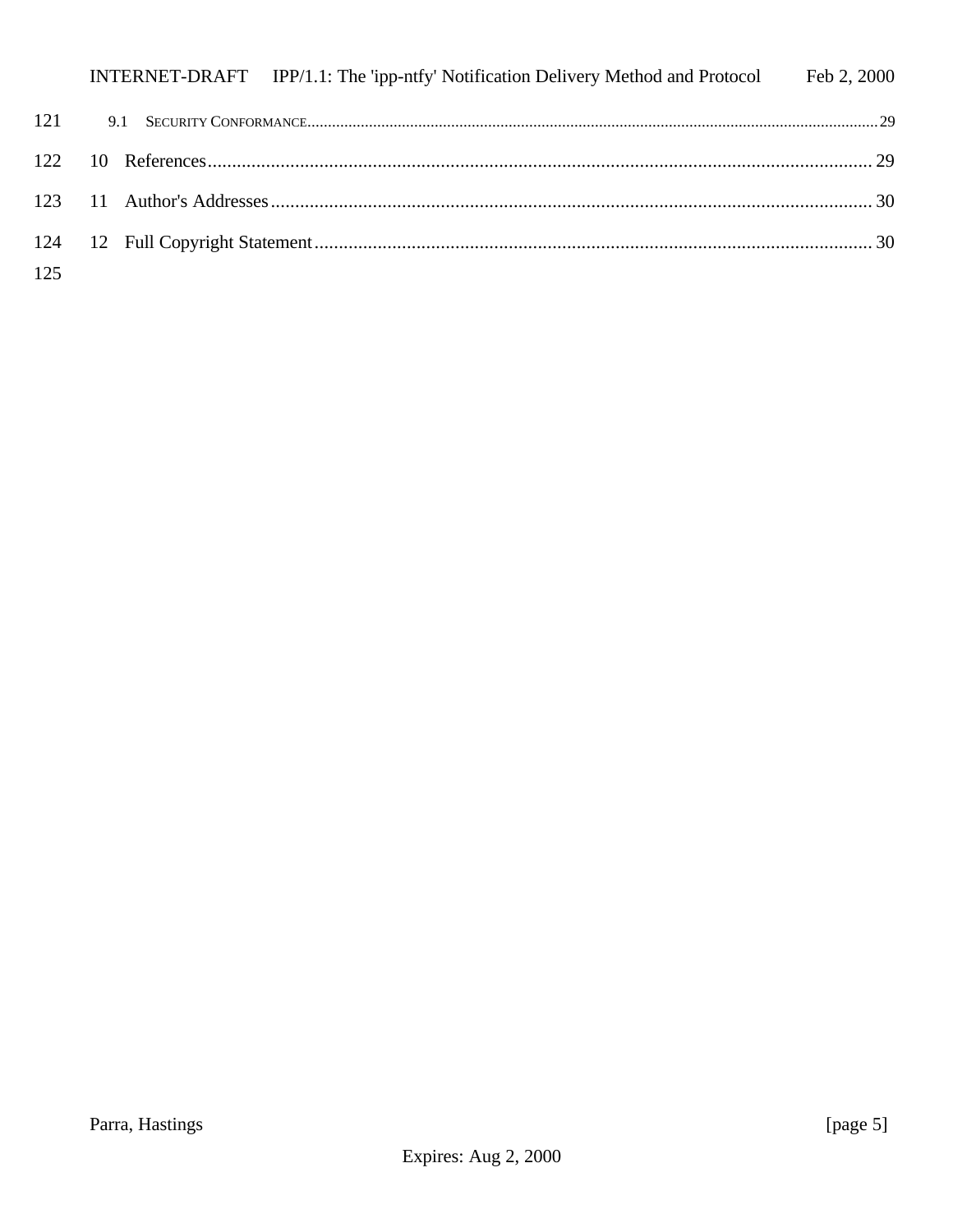9.1 SECURITY CONFORMANCE........................................................................................................................................29

10 References........................................................................................................................ 29

11 Author's Addresses........................................................................................................... 30

12 Full Copyright Statement.................................................................................................. 30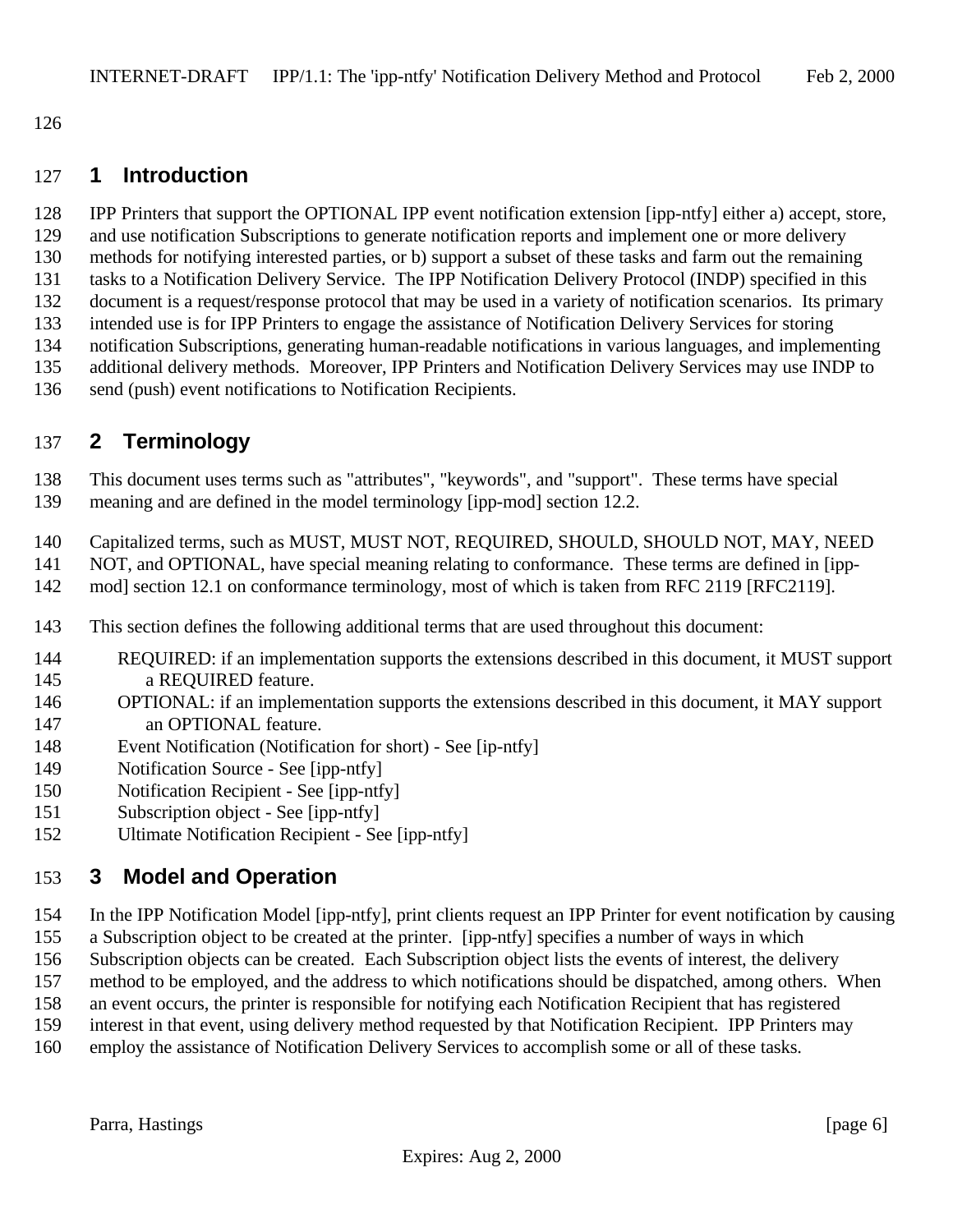# 1 Introduction

IPP Printers that support the OPTIONAL IPP event notification extension [ipp-ntfy] either a) accept, store, and use notification Subscriptions to generate notification reports and implement one or more delivery methods for notifying interested parties, or b) support a subset of these tasks and farm out the remaining tasks to a Notification Delivery Service. The IPP Notification Delivery Protocol (INDP) specified in this document is a request/response protocol that may be used in a variety of notification scenarios. Its primary intended use is for IPP Printers to engage the assistance of Notification Delivery Services for storing notification Subscriptions, generating human-readable notifications in various languages, and implementing additional delivery methods. Moreover, IPP Printers and Notification Delivery Services may use INDP to send (push) event notifications to Notification Recipients.

# 2 Terminology

This document uses terms such as "attributes", "keywords", and "support". These terms have special meaning and are defined in the model terminology [ipp-mod] section 12.2.

Capitalized terms, such as MUST, MUST NOT, REQUIRED, SHOULD, SHOULD NOT, MAY, NEED NOT, and OPTIONAL, have special meaning relating to conformance. These terms are defined in [ipp-mod] section 12.1 on conformance terminology, most of which is taken from RFC 2119 [RFC2119].

This section defines the following additional terms that are used throughout this document:

REQUIRED: if an implementation supports the extensions described in this document, it MUST support a REQUIRED feature.
OPTIONAL: if an implementation supports the extensions described in this document, it MAY support an OPTIONAL feature.
Event Notification (Notification for short) - See [ip-ntfy]
Notification Source - See [ipp-ntfy]
Notification Recipient - See [ipp-ntfy]
Subscription object - See [ipp-ntfy]
Ultimate Notification Recipient - See [ipp-ntfy]

# 3 Model and Operation

In the IPP Notification Model [ipp-ntfy], print clients request an IPP Printer for event notification by causing a Subscription object to be created at the printer. [ipp-ntfy] specifies a number of ways in which Subscription objects can be created. Each Subscription object lists the events of interest, the delivery method to be employed, and the address to which notifications should be dispatched, among others. When an event occurs, the printer is responsible for notifying each Notification Recipient that has registered interest in that event, using delivery method requested by that Notification Recipient. IPP Printers may employ the assistance of Notification Delivery Services to accomplish some or all of these tasks.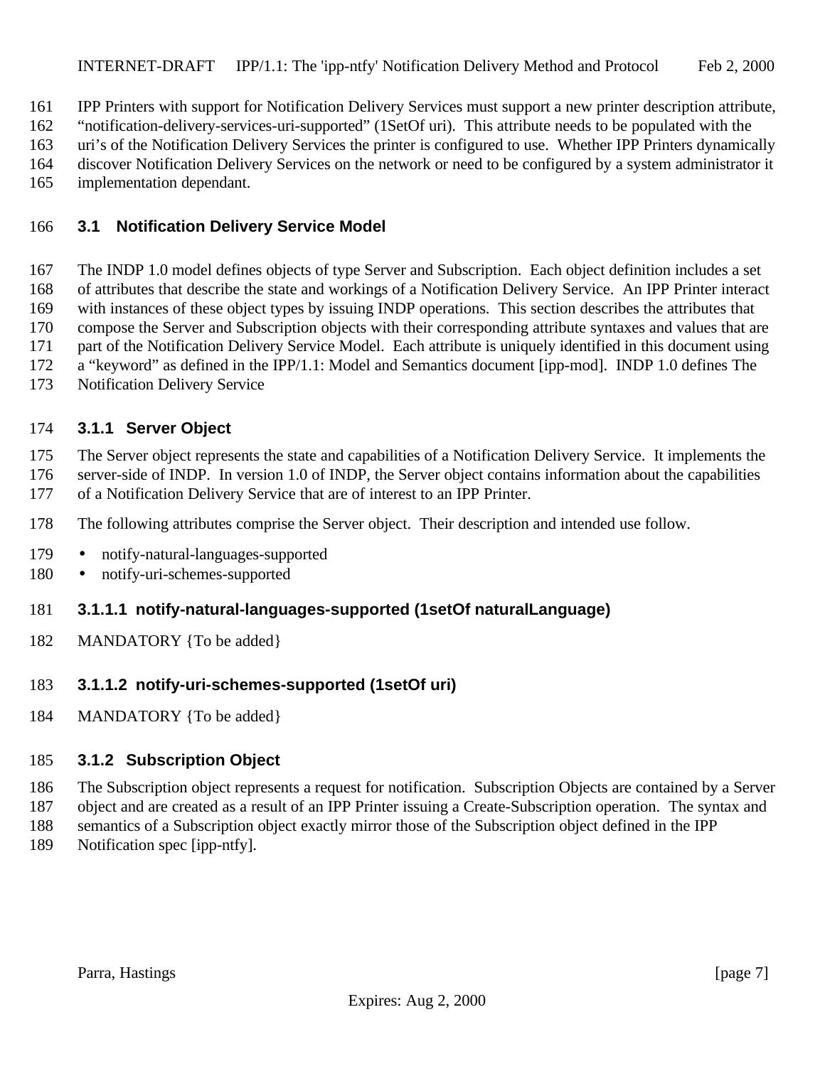IPP Printers with support for Notification Delivery Services must support a new printer description attribute, "notification-delivery-services-uri-supported" (1SetOf uri). This attribute needs to be populated with the uri's of the Notification Delivery Services the printer is configured to use. Whether IPP Printers dynamically discover Notification Delivery Services on the network or need to be configured by a system administrator it implementation dependant.

### 3.1 Notification Delivery Service Model

The INDP 1.0 model defines objects of type Server and Subscription. Each object definition includes a set of attributes that describe the state and workings of a Notification Delivery Service. An IPP Printer interact with instances of these object types by issuing INDP operations. This section describes the attributes that compose the Server and Subscription objects with their corresponding attribute syntaxes and values that are part of the Notification Delivery Service Model. Each attribute is uniquely identified in this document using a "keyword" as defined in the IPP/1.1: Model and Semantics document [ipp-mod]. INDP 1.0 defines The Notification Delivery Service

#### 3.1.1 Server Object

The Server object represents the state and capabilities of a Notification Delivery Service. It implements the server-side of INDP. In version 1.0 of INDP, the Server object contains information about the capabilities of a Notification Delivery Service that are of interest to an IPP Printer.

The following attributes comprise the Server object. Their description and intended use follow.

- notify-natural-languages-supported
- notify-uri-schemes-supported

##### 3.1.1.1 notify-natural-languages-supported (1setOf naturalLanguage)

MANDATORY {To be added}

##### 3.1.1.2 notify-uri-schemes-supported (1setOf uri)

MANDATORY {To be added}

#### 3.1.2 Subscription Object

The Subscription object represents a request for notification. Subscription Objects are contained by a Server object and are created as a result of an IPP Printer issuing a Create-Subscription operation. The syntax and semantics of a Subscription object exactly mirror those of the Subscription object defined in the IPP Notification spec [ipp-ntfy].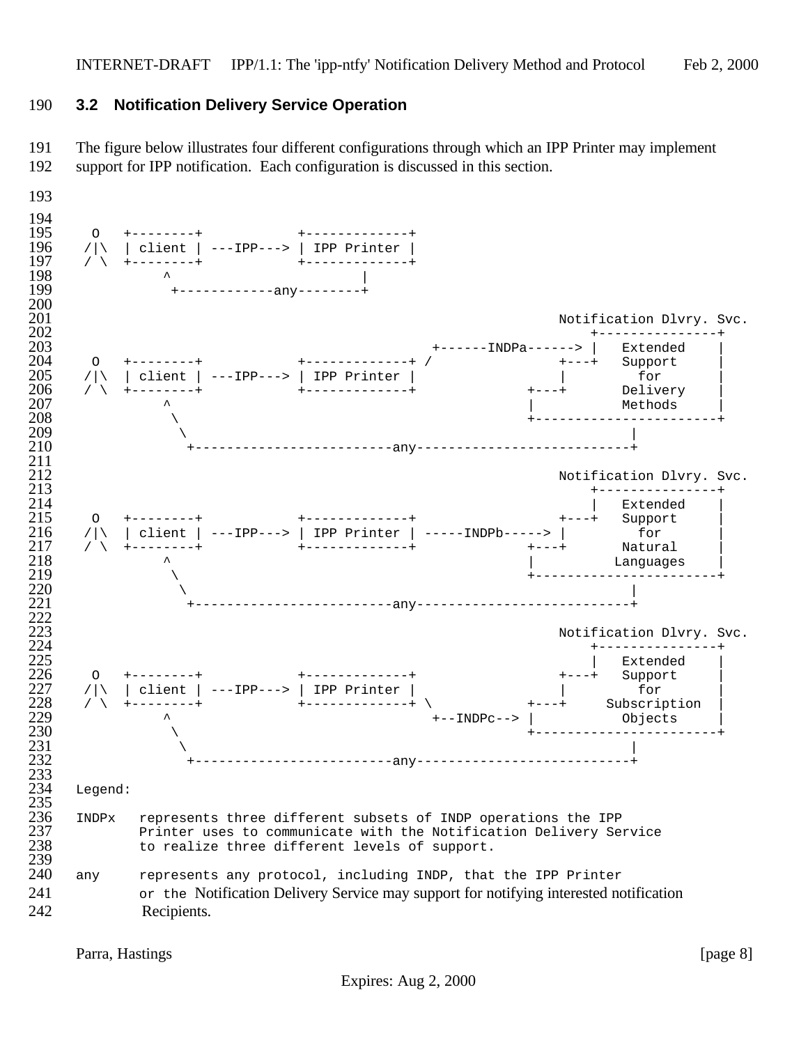### 3.2 Notification Delivery Service Operation

The figure below illustrates four different configurations through which an IPP Printer may implement support for IPP notification. Each configuration is discussed in this section.

```
  O   +--------+           +-------------+
 /|\  | client | ---IPP---> | IPP Printer |
 / \  +--------+           +-------------+
           ^                     |
            +------------any--------+

                                                         Notification Dlvry. Svc.
                                                            +---------------+
                                              +------INDPa------> |   Extended    |
  O   +--------+           +-------------+ /               +---+   Support     |
 /|\  | client | ---IPP---> | IPP Printer |                  |        for      |
 / \  +--------+           +-------------+             +---+       Delivery    |
           ^                                            |          Methods     |
            \                                           +-----------------------+
             \                                                     |
              +-------------------------any---------------------------+

                                                         Notification Dlvry. Svc.
                                                            +---------------+
                                                            |   Extended    |
  O   +--------+           +-------------+              +---+   Support     |
 /|\  | client | ---IPP---> | IPP Printer | -----INDPb-----> |        for      |
 / \  +--------+           +-------------+             +---+       Natural     |
           ^                                            |         Languages    |
            \                                           +-----------------------+
             \                                                     |
              +-------------------------any---------------------------+

                                                         Notification Dlvry. Svc.
                                                            +---------------+
                                                            |   Extended    |
  O   +--------+           +-------------+              +---+   Support     |
 /|\  | client | ---IPP---> | IPP Printer |                  |        for      |
 / \  +--------+           +-------------+ \           +---+     Subscription  |
           ^                                +--INDPc--> |          Objects     |
            \                                           +-----------------------+
             \                                                     |
              +-------------------------any---------------------------+
```

Legend:

INDPx represents three different subsets of INDP operations the IPP Printer uses to communicate with the Notification Delivery Service to realize three different levels of support.

any represents any protocol, including INDP, that the IPP Printer or the Notification Delivery Service may support for notifying interested notification Recipients.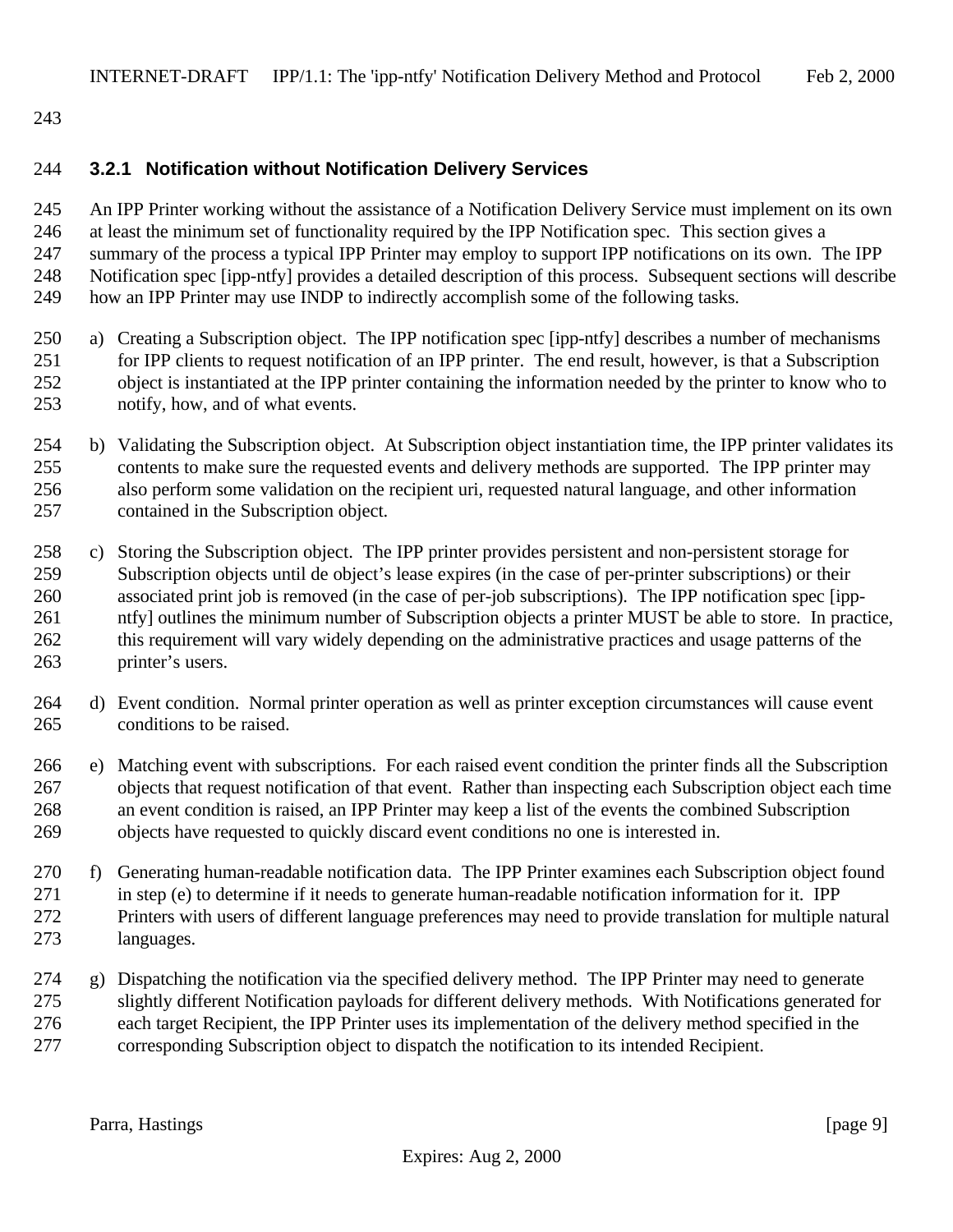### 3.2.1 Notification without Notification Delivery Services

An IPP Printer working without the assistance of a Notification Delivery Service must implement on its own at least the minimum set of functionality required by the IPP Notification spec. This section gives a summary of the process a typical IPP Printer may employ to support IPP notifications on its own. The IPP Notification spec [ipp-ntfy] provides a detailed description of this process. Subsequent sections will describe how an IPP Printer may use INDP to indirectly accomplish some of the following tasks.

a) Creating a Subscription object. The IPP notification spec [ipp-ntfy] describes a number of mechanisms for IPP clients to request notification of an IPP printer. The end result, however, is that a Subscription object is instantiated at the IPP printer containing the information needed by the printer to know who to notify, how, and of what events.

b) Validating the Subscription object. At Subscription object instantiation time, the IPP printer validates its contents to make sure the requested events and delivery methods are supported. The IPP printer may also perform some validation on the recipient uri, requested natural language, and other information contained in the Subscription object.

c) Storing the Subscription object. The IPP printer provides persistent and non-persistent storage for Subscription objects until de object's lease expires (in the case of per-printer subscriptions) or their associated print job is removed (in the case of per-job subscriptions). The IPP notification spec [ipp-ntfy] outlines the minimum number of Subscription objects a printer MUST be able to store. In practice, this requirement will vary widely depending on the administrative practices and usage patterns of the printer's users.

d) Event condition. Normal printer operation as well as printer exception circumstances will cause event conditions to be raised.

e) Matching event with subscriptions. For each raised event condition the printer finds all the Subscription objects that request notification of that event. Rather than inspecting each Subscription object each time an event condition is raised, an IPP Printer may keep a list of the events the combined Subscription objects have requested to quickly discard event conditions no one is interested in.

f) Generating human-readable notification data. The IPP Printer examines each Subscription object found in step (e) to determine if it needs to generate human-readable notification information for it. IPP Printers with users of different language preferences may need to provide translation for multiple natural languages.

g) Dispatching the notification via the specified delivery method. The IPP Printer may need to generate slightly different Notification payloads for different delivery methods. With Notifications generated for each target Recipient, the IPP Printer uses its implementation of the delivery method specified in the corresponding Subscription object to dispatch the notification to its intended Recipient.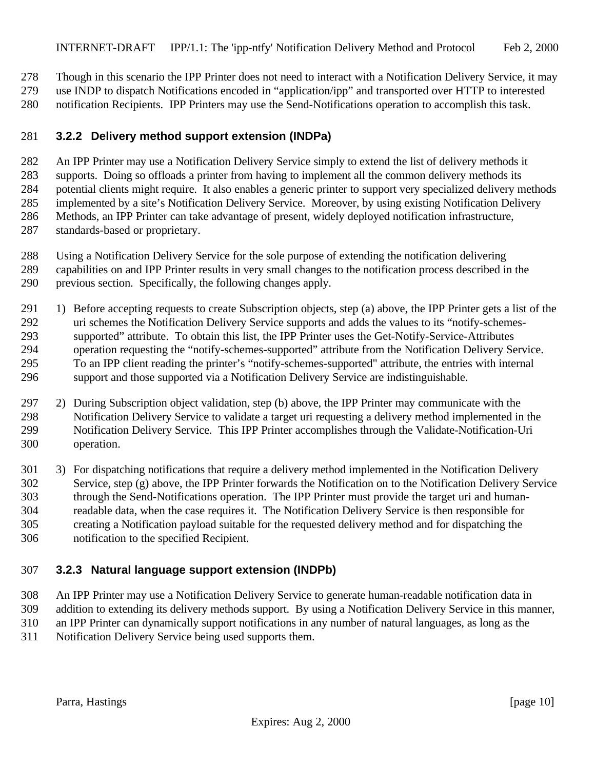Though in this scenario the IPP Printer does not need to interact with a Notification Delivery Service, it may use INDP to dispatch Notifications encoded in "application/ipp" and transported over HTTP to interested notification Recipients. IPP Printers may use the Send-Notifications operation to accomplish this task.

### 3.2.2 Delivery method support extension (INDPa)

An IPP Printer may use a Notification Delivery Service simply to extend the list of delivery methods it supports. Doing so offloads a printer from having to implement all the common delivery methods its potential clients might require. It also enables a generic printer to support very specialized delivery methods implemented by a site's Notification Delivery Service. Moreover, by using existing Notification Delivery Methods, an IPP Printer can take advantage of present, widely deployed notification infrastructure, standards-based or proprietary.

Using a Notification Delivery Service for the sole purpose of extending the notification delivering capabilities on and IPP Printer results in very small changes to the notification process described in the previous section. Specifically, the following changes apply.

1) Before accepting requests to create Subscription objects, step (a) above, the IPP Printer gets a list of the uri schemes the Notification Delivery Service supports and adds the values to its "notify-schemes-supported" attribute. To obtain this list, the IPP Printer uses the Get-Notify-Service-Attributes operation requesting the "notify-schemes-supported" attribute from the Notification Delivery Service. To an IPP client reading the printer's "notify-schemes-supported" attribute, the entries with internal support and those supported via a Notification Delivery Service are indistinguishable.

2) During Subscription object validation, step (b) above, the IPP Printer may communicate with the Notification Delivery Service to validate a target uri requesting a delivery method implemented in the Notification Delivery Service. This IPP Printer accomplishes through the Validate-Notification-Uri operation.

3) For dispatching notifications that require a delivery method implemented in the Notification Delivery Service, step (g) above, the IPP Printer forwards the Notification on to the Notification Delivery Service through the Send-Notifications operation. The IPP Printer must provide the target uri and human-readable data, when the case requires it. The Notification Delivery Service is then responsible for creating a Notification payload suitable for the requested delivery method and for dispatching the notification to the specified Recipient.

### 3.2.3 Natural language support extension (INDPb)

An IPP Printer may use a Notification Delivery Service to generate human-readable notification data in addition to extending its delivery methods support. By using a Notification Delivery Service in this manner, an IPP Printer can dynamically support notifications in any number of natural languages, as long as the Notification Delivery Service being used supports them.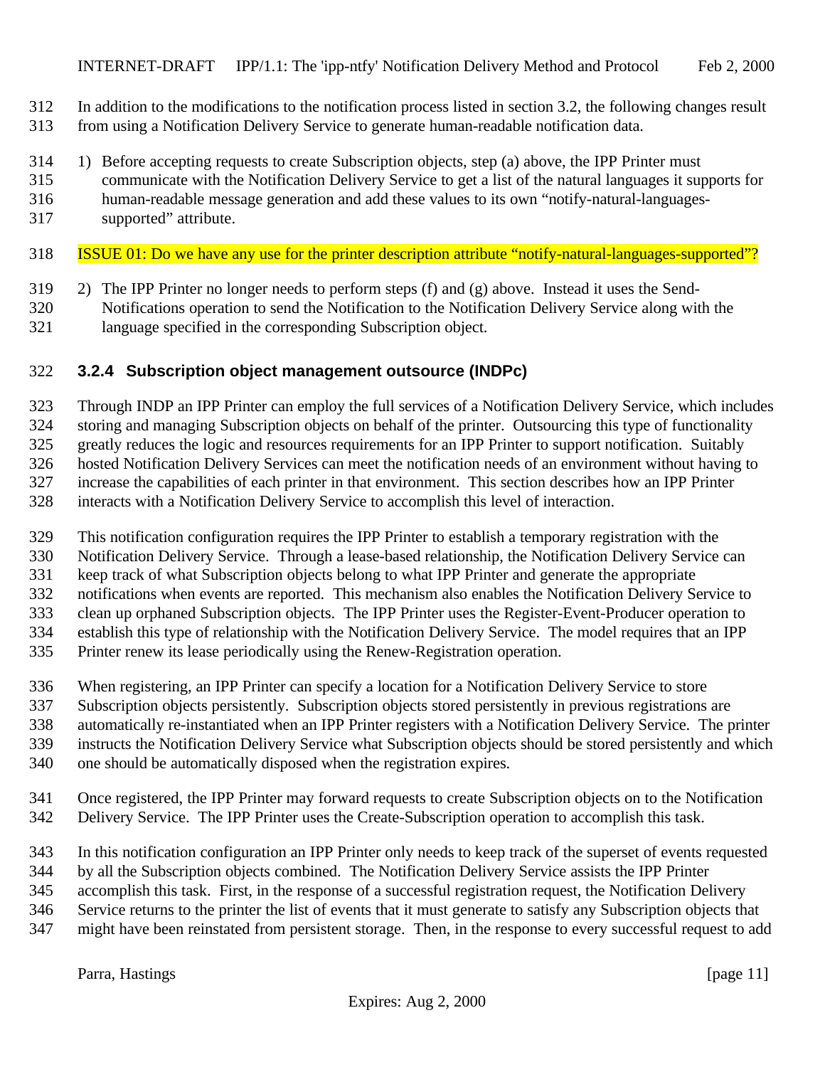In addition to the modifications to the notification process listed in section 3.2, the following changes result from using a Notification Delivery Service to generate human-readable notification data.

1) Before accepting requests to create Subscription objects, step (a) above, the IPP Printer must communicate with the Notification Delivery Service to get a list of the natural languages it supports for human-readable message generation and add these values to its own "notify-natural-languages-supported" attribute.

ISSUE 01: Do we have any use for the printer description attribute "notify-natural-languages-supported"?

2) The IPP Printer no longer needs to perform steps (f) and (g) above. Instead it uses the Send-Notifications operation to send the Notification to the Notification Delivery Service along with the language specified in the corresponding Subscription object.

### 3.2.4 Subscription object management outsource (INDPc)

Through INDP an IPP Printer can employ the full services of a Notification Delivery Service, which includes storing and managing Subscription objects on behalf of the printer. Outsourcing this type of functionality greatly reduces the logic and resources requirements for an IPP Printer to support notification. Suitably hosted Notification Delivery Services can meet the notification needs of an environment without having to increase the capabilities of each printer in that environment. This section describes how an IPP Printer interacts with a Notification Delivery Service to accomplish this level of interaction.

This notification configuration requires the IPP Printer to establish a temporary registration with the Notification Delivery Service. Through a lease-based relationship, the Notification Delivery Service can keep track of what Subscription objects belong to what IPP Printer and generate the appropriate notifications when events are reported. This mechanism also enables the Notification Delivery Service to clean up orphaned Subscription objects. The IPP Printer uses the Register-Event-Producer operation to establish this type of relationship with the Notification Delivery Service. The model requires that an IPP Printer renew its lease periodically using the Renew-Registration operation.

When registering, an IPP Printer can specify a location for a Notification Delivery Service to store Subscription objects persistently. Subscription objects stored persistently in previous registrations are automatically re-instantiated when an IPP Printer registers with a Notification Delivery Service. The printer instructs the Notification Delivery Service what Subscription objects should be stored persistently and which one should be automatically disposed when the registration expires.

Once registered, the IPP Printer may forward requests to create Subscription objects on to the Notification Delivery Service. The IPP Printer uses the Create-Subscription operation to accomplish this task.

In this notification configuration an IPP Printer only needs to keep track of the superset of events requested by all the Subscription objects combined. The Notification Delivery Service assists the IPP Printer accomplish this task. First, in the response of a successful registration request, the Notification Delivery Service returns to the printer the list of events that it must generate to satisfy any Subscription objects that might have been reinstated from persistent storage. Then, in the response to every successful request to add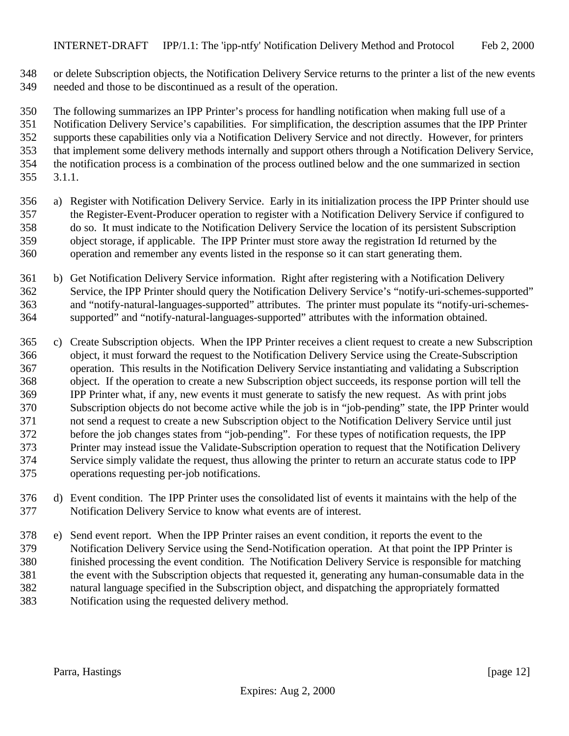or delete Subscription objects, the Notification Delivery Service returns to the printer a list of the new events needed and those to be discontinued as a result of the operation.

The following summarizes an IPP Printer's process for handling notification when making full use of a Notification Delivery Service's capabilities. For simplification, the description assumes that the IPP Printer supports these capabilities only via a Notification Delivery Service and not directly. However, for printers that implement some delivery methods internally and support others through a Notification Delivery Service, the notification process is a combination of the process outlined below and the one summarized in section 3.1.1.

a) Register with Notification Delivery Service. Early in its initialization process the IPP Printer should use the Register-Event-Producer operation to register with a Notification Delivery Service if configured to do so. It must indicate to the Notification Delivery Service the location of its persistent Subscription object storage, if applicable. The IPP Printer must store away the registration Id returned by the operation and remember any events listed in the response so it can start generating them.

b) Get Notification Delivery Service information. Right after registering with a Notification Delivery Service, the IPP Printer should query the Notification Delivery Service's "notify-uri-schemes-supported" and "notify-natural-languages-supported" attributes. The printer must populate its "notify-uri-schemes-supported" and "notify-natural-languages-supported" attributes with the information obtained.

c) Create Subscription objects. When the IPP Printer receives a client request to create a new Subscription object, it must forward the request to the Notification Delivery Service using the Create-Subscription operation. This results in the Notification Delivery Service instantiating and validating a Subscription object. If the operation to create a new Subscription object succeeds, its response portion will tell the IPP Printer what, if any, new events it must generate to satisfy the new request. As with print jobs Subscription objects do not become active while the job is in "job-pending" state, the IPP Printer would not send a request to create a new Subscription object to the Notification Delivery Service until just before the job changes states from "job-pending". For these types of notification requests, the IPP Printer may instead issue the Validate-Subscription operation to request that the Notification Delivery Service simply validate the request, thus allowing the printer to return an accurate status code to IPP operations requesting per-job notifications.

d) Event condition. The IPP Printer uses the consolidated list of events it maintains with the help of the Notification Delivery Service to know what events are of interest.

e) Send event report. When the IPP Printer raises an event condition, it reports the event to the Notification Delivery Service using the Send-Notification operation. At that point the IPP Printer is finished processing the event condition. The Notification Delivery Service is responsible for matching the event with the Subscription objects that requested it, generating any human-consumable data in the natural language specified in the Subscription object, and dispatching the appropriately formatted Notification using the requested delivery method.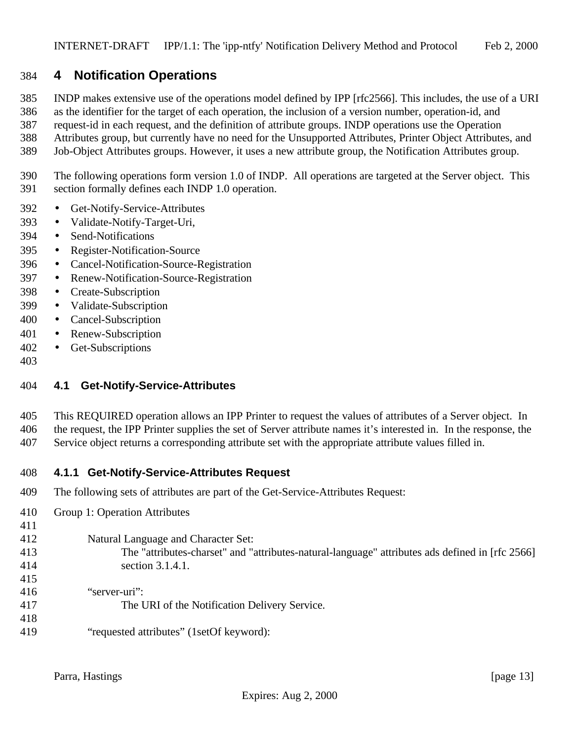# 4 Notification Operations

INDP makes extensive use of the operations model defined by IPP [rfc2566]. This includes, the use of a URI as the identifier for the target of each operation, the inclusion of a version number, operation-id, and request-id in each request, and the definition of attribute groups. INDP operations use the Operation Attributes group, but currently have no need for the Unsupported Attributes, Printer Object Attributes, and Job-Object Attributes groups. However, it uses a new attribute group, the Notification Attributes group.

The following operations form version 1.0 of INDP. All operations are targeted at the Server object. This section formally defines each INDP 1.0 operation.

- Get-Notify-Service-Attributes
- Validate-Notify-Target-Uri,
- Send-Notifications
- Register-Notification-Source
- Cancel-Notification-Source-Registration
- Renew-Notification-Source-Registration
- Create-Subscription
- Validate-Subscription
- Cancel-Subscription
- Renew-Subscription
- Get-Subscriptions

## 4.1 Get-Notify-Service-Attributes

This REQUIRED operation allows an IPP Printer to request the values of attributes of a Server object. In the request, the IPP Printer supplies the set of Server attribute names it's interested in. In the response, the Service object returns a corresponding attribute set with the appropriate attribute values filled in.

### 4.1.1 Get-Notify-Service-Attributes Request

The following sets of attributes are part of the Get-Service-Attributes Request:

Group 1: Operation Attributes

Natural Language and Character Set:
The "attributes-charset" and "attributes-natural-language" attributes ads defined in [rfc 2566] section 3.1.4.1.

"server-uri":
The URI of the Notification Delivery Service.

"requested attributes" (1setOf keyword):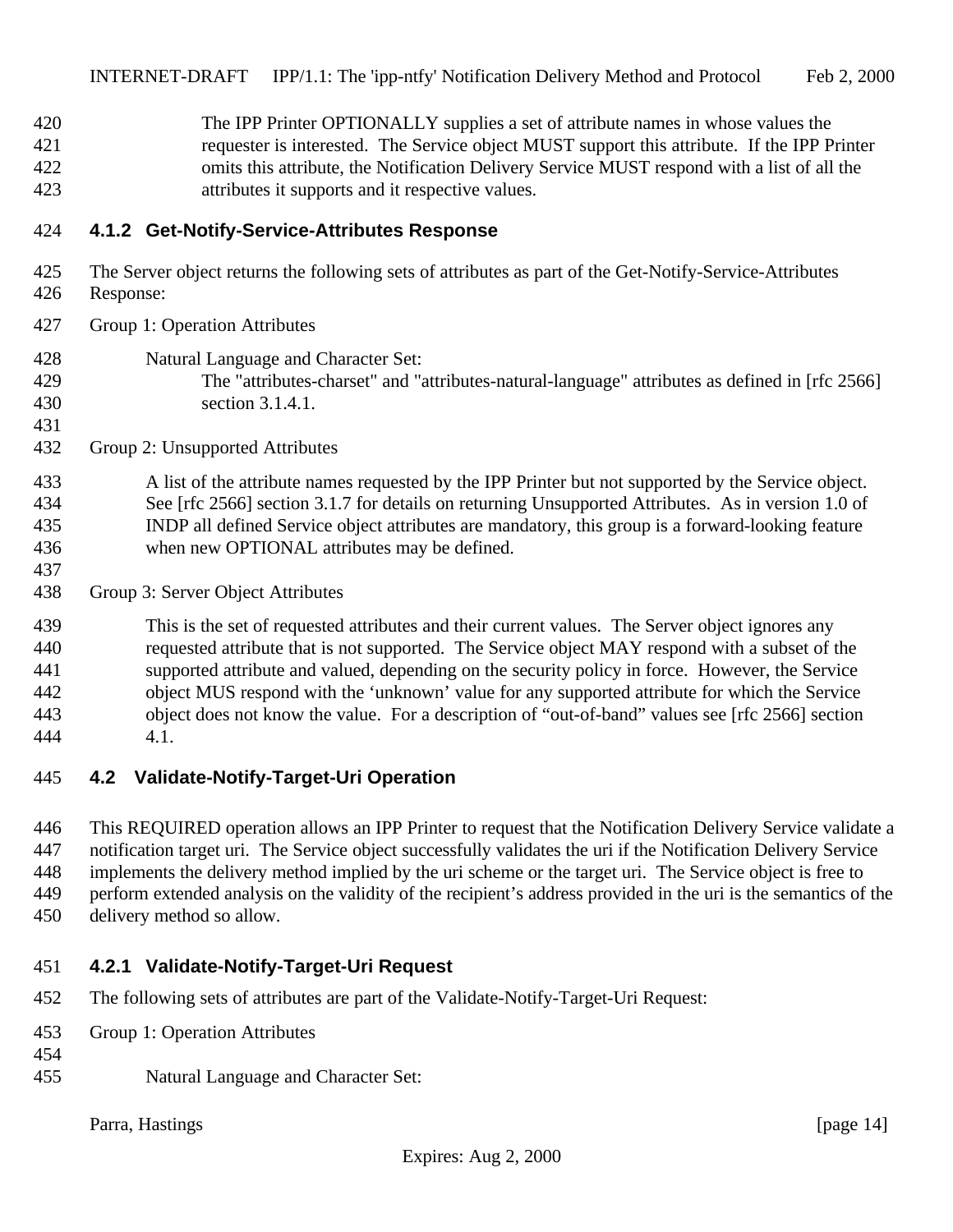The IPP Printer OPTIONALLY supplies a set of attribute names in whose values the requester is interested. The Service object MUST support this attribute. If the IPP Printer omits this attribute, the Notification Delivery Service MUST respond with a list of all the attributes it supports and it respective values.

### 4.1.2 Get-Notify-Service-Attributes Response

The Server object returns the following sets of attributes as part of the Get-Notify-Service-Attributes Response:

Group 1: Operation Attributes

Natural Language and Character Set:
The "attributes-charset" and "attributes-natural-language" attributes as defined in [rfc 2566] section 3.1.4.1.

Group 2: Unsupported Attributes

A list of the attribute names requested by the IPP Printer but not supported by the Service object. See [rfc 2566] section 3.1.7 for details on returning Unsupported Attributes. As in version 1.0 of INDP all defined Service object attributes are mandatory, this group is a forward-looking feature when new OPTIONAL attributes may be defined.

Group 3: Server Object Attributes

This is the set of requested attributes and their current values. The Server object ignores any requested attribute that is not supported. The Service object MAY respond with a subset of the supported attribute and valued, depending on the security policy in force. However, the Service object MUS respond with the 'unknown' value for any supported attribute for which the Service object does not know the value. For a description of "out-of-band" values see [rfc 2566] section 4.1.

## 4.2 Validate-Notify-Target-Uri Operation

This REQUIRED operation allows an IPP Printer to request that the Notification Delivery Service validate a notification target uri. The Service object successfully validates the uri if the Notification Delivery Service implements the delivery method implied by the uri scheme or the target uri. The Service object is free to perform extended analysis on the validity of the recipient's address provided in the uri is the semantics of the delivery method so allow.

### 4.2.1 Validate-Notify-Target-Uri Request

The following sets of attributes are part of the Validate-Notify-Target-Uri Request:

Group 1: Operation Attributes

Natural Language and Character Set: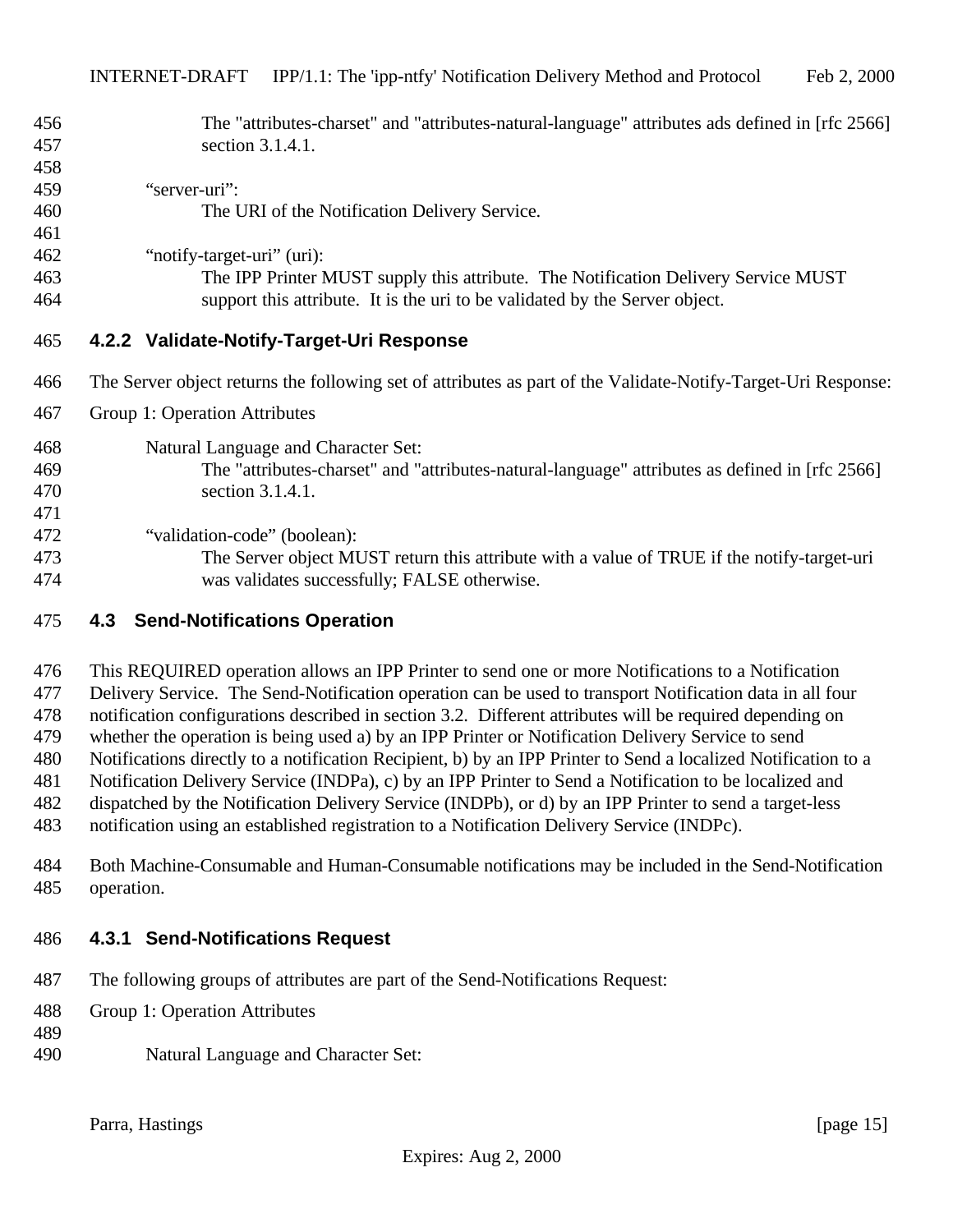The "attributes-charset" and "attributes-natural-language" attributes ads defined in [rfc 2566] section 3.1.4.1.

"server-uri":
The URI of the Notification Delivery Service.

"notify-target-uri" (uri):
The IPP Printer MUST supply this attribute. The Notification Delivery Service MUST support this attribute. It is the uri to be validated by the Server object.

### 4.2.2 Validate-Notify-Target-Uri Response

The Server object returns the following set of attributes as part of the Validate-Notify-Target-Uri Response:

Group 1: Operation Attributes

Natural Language and Character Set:
The "attributes-charset" and "attributes-natural-language" attributes as defined in [rfc 2566] section 3.1.4.1.

"validation-code" (boolean):
The Server object MUST return this attribute with a value of TRUE if the notify-target-uri was validates successfully; FALSE otherwise.

## 4.3 Send-Notifications Operation

This REQUIRED operation allows an IPP Printer to send one or more Notifications to a Notification Delivery Service. The Send-Notification operation can be used to transport Notification data in all four notification configurations described in section 3.2. Different attributes will be required depending on whether the operation is being used a) by an IPP Printer or Notification Delivery Service to send Notifications directly to a notification Recipient, b) by an IPP Printer to Send a localized Notification to a Notification Delivery Service (INDPa), c) by an IPP Printer to Send a Notification to be localized and dispatched by the Notification Delivery Service (INDPb), or d) by an IPP Printer to send a target-less notification using an established registration to a Notification Delivery Service (INDPc).

Both Machine-Consumable and Human-Consumable notifications may be included in the Send-Notification operation.

### 4.3.1 Send-Notifications Request

The following groups of attributes are part of the Send-Notifications Request:

Group 1: Operation Attributes

Natural Language and Character Set: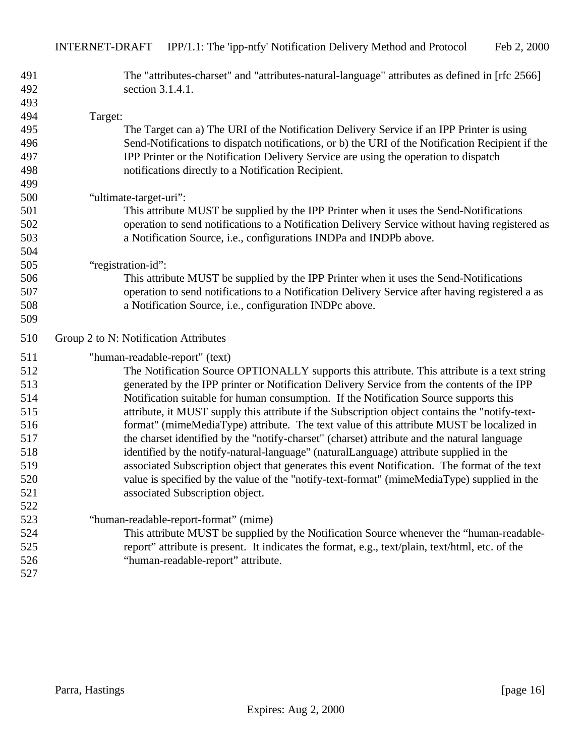The "attributes-charset" and "attributes-natural-language" attributes as defined in [rfc 2566] section 3.1.4.1.

Target:

The Target can a) The URI of the Notification Delivery Service if an IPP Printer is using Send-Notifications to dispatch notifications, or b) the URI of the Notification Recipient if the IPP Printer or the Notification Delivery Service are using the operation to dispatch notifications directly to a Notification Recipient.

"ultimate-target-uri":

This attribute MUST be supplied by the IPP Printer when it uses the Send-Notifications operation to send notifications to a Notification Delivery Service without having registered as a Notification Source, i.e., configurations INDPa and INDPb above.

"registration-id":

This attribute MUST be supplied by the IPP Printer when it uses the Send-Notifications operation to send notifications to a Notification Delivery Service after having registered a as a Notification Source, i.e., configuration INDPc above.

Group 2 to N: Notification Attributes

"human-readable-report" (text)

The Notification Source OPTIONALLY supports this attribute. This attribute is a text string generated by the IPP printer or Notification Delivery Service from the contents of the IPP Notification suitable for human consumption. If the Notification Source supports this attribute, it MUST supply this attribute if the Subscription object contains the "notify-text-format" (mimeMediaType) attribute. The text value of this attribute MUST be localized in the charset identified by the "notify-charset" (charset) attribute and the natural language identified by the notify-natural-language" (naturalLanguage) attribute supplied in the associated Subscription object that generates this event Notification. The format of the text value is specified by the value of the "notify-text-format" (mimeMediaType) supplied in the associated Subscription object.

"human-readable-report-format" (mime)

This attribute MUST be supplied by the Notification Source whenever the "human-readable-report" attribute is present. It indicates the format, e.g., text/plain, text/html, etc. of the "human-readable-report" attribute.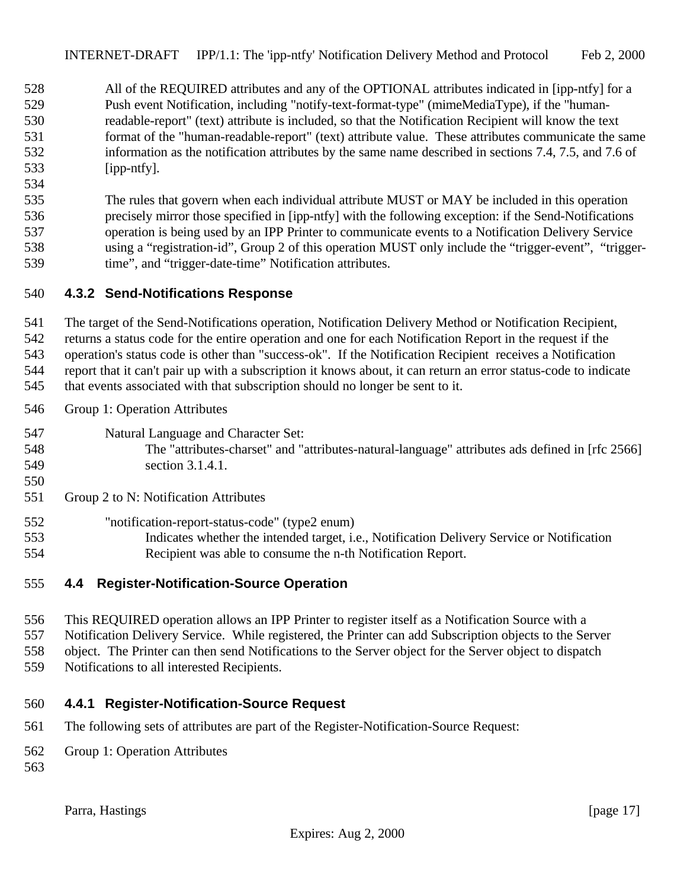All of the REQUIRED attributes and any of the OPTIONAL attributes indicated in [ipp-ntfy] for a Push event Notification, including "notify-text-format-type" (mimeMediaType), if the "human-readable-report" (text) attribute is included, so that the Notification Recipient will know the text format of the "human-readable-report" (text) attribute value. These attributes communicate the same information as the notification attributes by the same name described in sections 7.4, 7.5, and 7.6 of [ipp-ntfy].

The rules that govern when each individual attribute MUST or MAY be included in this operation precisely mirror those specified in [ipp-ntfy] with the following exception: if the Send-Notifications operation is being used by an IPP Printer to communicate events to a Notification Delivery Service using a “registration-id”, Group 2 of this operation MUST only include the “trigger-event”, “trigger-time”, and “trigger-date-time” Notification attributes.

### 4.3.2 Send-Notifications Response

The target of the Send-Notifications operation, Notification Delivery Method or Notification Recipient, returns a status code for the entire operation and one for each Notification Report in the request if the operation's status code is other than "success-ok". If the Notification Recipient receives a Notification report that it can't pair up with a subscription it knows about, it can return an error status-code to indicate that events associated with that subscription should no longer be sent to it.

Group 1: Operation Attributes

Natural Language and Character Set:
The "attributes-charset" and "attributes-natural-language" attributes ads defined in [rfc 2566] section 3.1.4.1.

Group 2 to N: Notification Attributes

"notification-report-status-code" (type2 enum)
Indicates whether the intended target, i.e., Notification Delivery Service or Notification Recipient was able to consume the n-th Notification Report.

## 4.4 Register-Notification-Source Operation

This REQUIRED operation allows an IPP Printer to register itself as a Notification Source with a Notification Delivery Service. While registered, the Printer can add Subscription objects to the Server object. The Printer can then send Notifications to the Server object for the Server object to dispatch Notifications to all interested Recipients.

### 4.4.1 Register-Notification-Source Request

The following sets of attributes are part of the Register-Notification-Source Request:

Group 1: Operation Attributes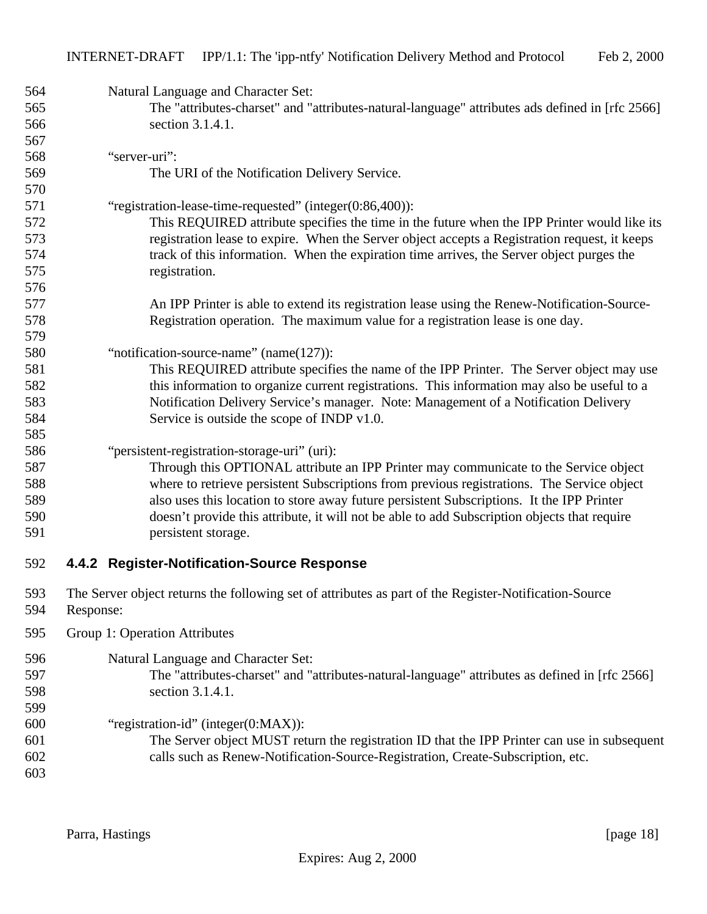Natural Language and Character Set:

The "attributes-charset" and "attributes-natural-language" attributes ads defined in [rfc 2566] section 3.1.4.1.

“server-uri”:

The URI of the Notification Delivery Service.

“registration-lease-time-requested” (integer(0:86,400)):

This REQUIRED attribute specifies the time in the future when the IPP Printer would like its registration lease to expire. When the Server object accepts a Registration request, it keeps track of this information. When the expiration time arrives, the Server object purges the registration.

An IPP Printer is able to extend its registration lease using the Renew-Notification-Source-Registration operation. The maximum value for a registration lease is one day.

“notification-source-name” (name(127)):

This REQUIRED attribute specifies the name of the IPP Printer. The Server object may use this information to organize current registrations. This information may also be useful to a Notification Delivery Service’s manager. Note: Management of a Notification Delivery Service is outside the scope of INDP v1.0.

“persistent-registration-storage-uri” (uri):

Through this OPTIONAL attribute an IPP Printer may communicate to the Service object where to retrieve persistent Subscriptions from previous registrations. The Service object also uses this location to store away future persistent Subscriptions. It the IPP Printer doesn’t provide this attribute, it will not be able to add Subscription objects that require persistent storage.

### 4.4.2 Register-Notification-Source Response

The Server object returns the following set of attributes as part of the Register-Notification-Source Response:

Group 1: Operation Attributes

Natural Language and Character Set:

The "attributes-charset" and "attributes-natural-language" attributes as defined in [rfc 2566] section 3.1.4.1.

“registration-id” (integer(0:MAX)):

The Server object MUST return the registration ID that the IPP Printer can use in subsequent calls such as Renew-Notification-Source-Registration, Create-Subscription, etc.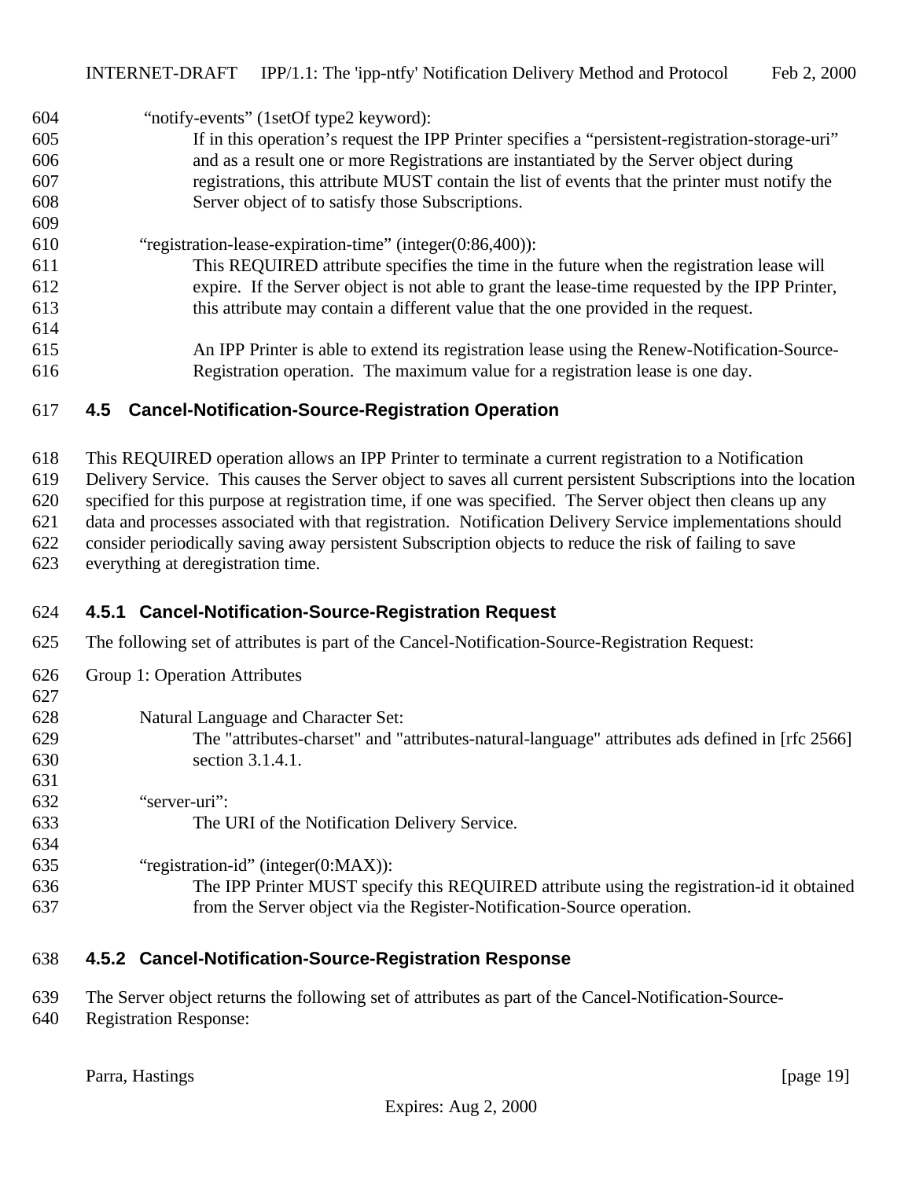"notify-events" (1setOf type2 keyword):

If in this operation's request the IPP Printer specifies a "persistent-registration-storage-uri" and as a result one or more Registrations are instantiated by the Server object during registrations, this attribute MUST contain the list of events that the printer must notify the Server object of to satisfy those Subscriptions.

"registration-lease-expiration-time" (integer(0:86,400)):

This REQUIRED attribute specifies the time in the future when the registration lease will expire. If the Server object is not able to grant the lease-time requested by the IPP Printer, this attribute may contain a different value that the one provided in the request.

An IPP Printer is able to extend its registration lease using the Renew-Notification-Source-Registration operation. The maximum value for a registration lease is one day.

## 4.5 Cancel-Notification-Source-Registration Operation

This REQUIRED operation allows an IPP Printer to terminate a current registration to a Notification Delivery Service. This causes the Server object to saves all current persistent Subscriptions into the location specified for this purpose at registration time, if one was specified. The Server object then cleans up any data and processes associated with that registration. Notification Delivery Service implementations should consider periodically saving away persistent Subscription objects to reduce the risk of failing to save everything at deregistration time.

### 4.5.1 Cancel-Notification-Source-Registration Request

The following set of attributes is part of the Cancel-Notification-Source-Registration Request:

Group 1: Operation Attributes

Natural Language and Character Set:

The "attributes-charset" and "attributes-natural-language" attributes ads defined in [rfc 2566] section 3.1.4.1.

"server-uri":

The URI of the Notification Delivery Service.

"registration-id" (integer(0:MAX)):

The IPP Printer MUST specify this REQUIRED attribute using the registration-id it obtained from the Server object via the Register-Notification-Source operation.

### 4.5.2 Cancel-Notification-Source-Registration Response

The Server object returns the following set of attributes as part of the Cancel-Notification-Source-Registration Response: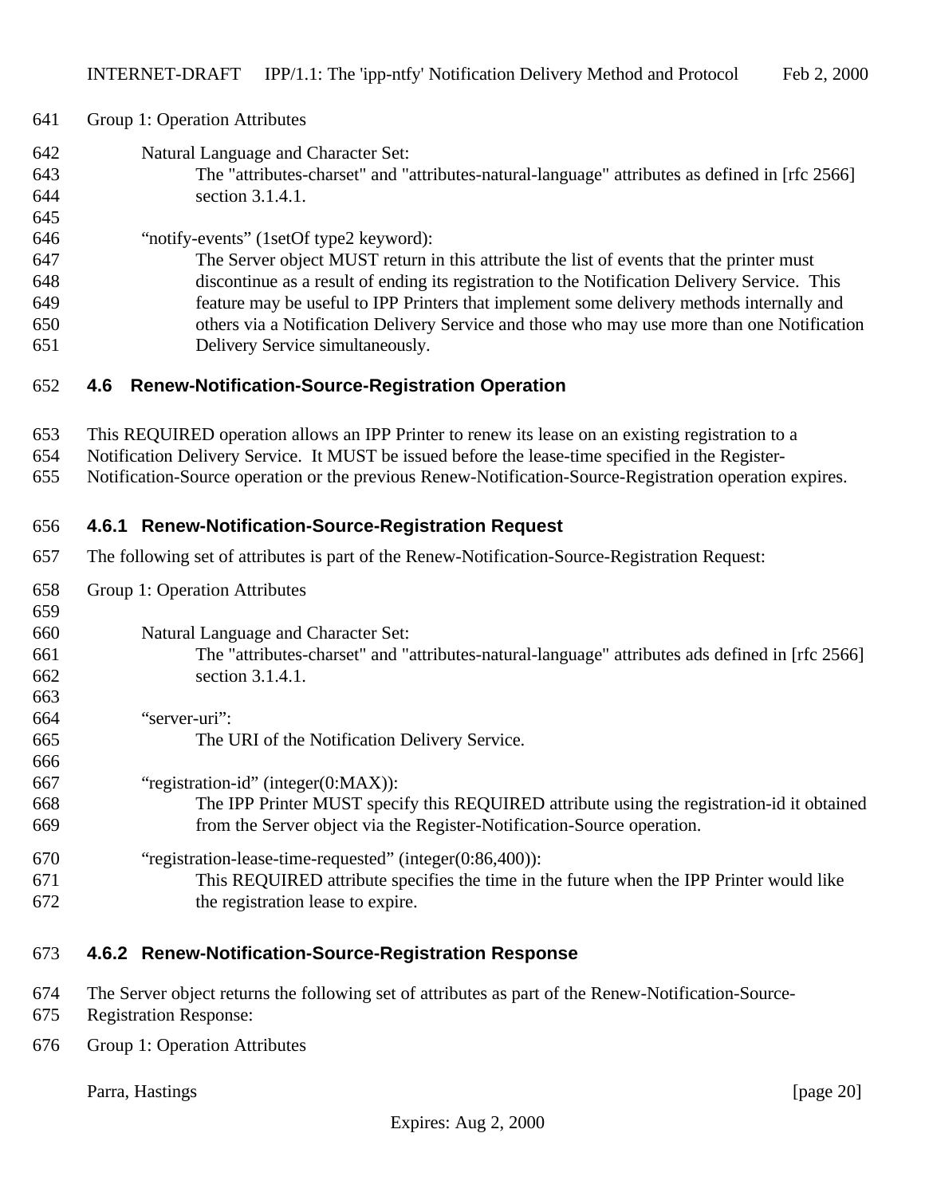Group 1: Operation Attributes

Natural Language and Character Set:
The "attributes-charset" and "attributes-natural-language" attributes as defined in [rfc 2566] section 3.1.4.1.

“notify-events” (1setOf type2 keyword):
The Server object MUST return in this attribute the list of events that the printer must discontinue as a result of ending its registration to the Notification Delivery Service. This feature may be useful to IPP Printers that implement some delivery methods internally and others via a Notification Delivery Service and those who may use more than one Notification Delivery Service simultaneously.

### 4.6 Renew-Notification-Source-Registration Operation

This REQUIRED operation allows an IPP Printer to renew its lease on an existing registration to a Notification Delivery Service. It MUST be issued before the lease-time specified in the Register-Notification-Source operation or the previous Renew-Notification-Source-Registration operation expires.

#### 4.6.1 Renew-Notification-Source-Registration Request

The following set of attributes is part of the Renew-Notification-Source-Registration Request:

Group 1: Operation Attributes

Natural Language and Character Set:
The "attributes-charset" and "attributes-natural-language" attributes ads defined in [rfc 2566] section 3.1.4.1.

“server-uri”:
The URI of the Notification Delivery Service.

“registration-id” (integer(0:MAX)):
The IPP Printer MUST specify this REQUIRED attribute using the registration-id it obtained from the Server object via the Register-Notification-Source operation.

“registration-lease-time-requested” (integer(0:86,400)):
This REQUIRED attribute specifies the time in the future when the IPP Printer would like the registration lease to expire.

#### 4.6.2 Renew-Notification-Source-Registration Response

The Server object returns the following set of attributes as part of the Renew-Notification-Source-Registration Response:

Group 1: Operation Attributes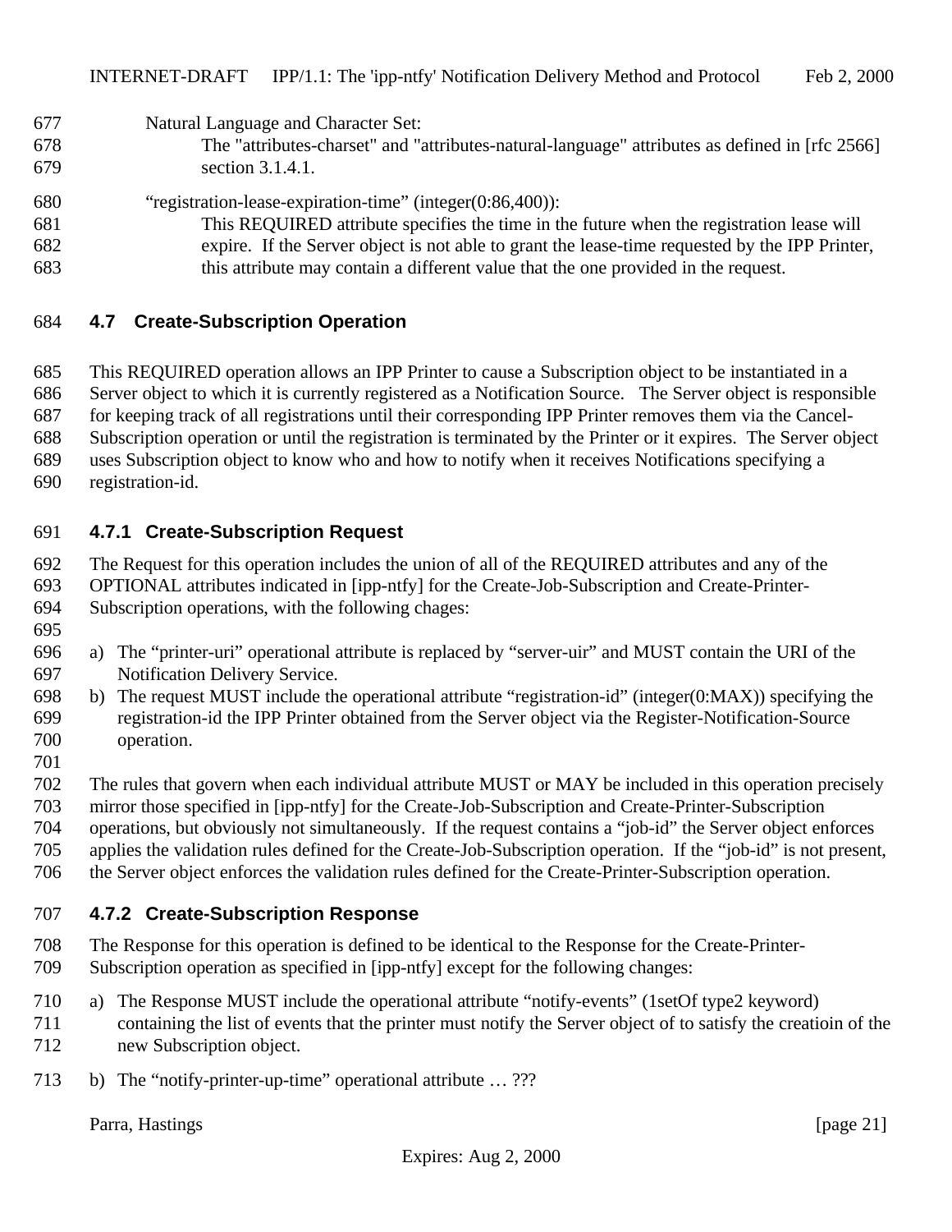Natural Language and Character Set:

The "attributes-charset" and "attributes-natural-language" attributes as defined in [rfc 2566] section 3.1.4.1.

"registration-lease-expiration-time" (integer(0:86,400)):

This REQUIRED attribute specifies the time in the future when the registration lease will expire. If the Server object is not able to grant the lease-time requested by the IPP Printer, this attribute may contain a different value that the one provided in the request.

## 4.7 Create-Subscription Operation

This REQUIRED operation allows an IPP Printer to cause a Subscription object to be instantiated in a Server object to which it is currently registered as a Notification Source. The Server object is responsible for keeping track of all registrations until their corresponding IPP Printer removes them via the Cancel-Subscription operation or until the registration is terminated by the Printer or it expires. The Server object uses Subscription object to know who and how to notify when it receives Notifications specifying a registration-id.

### 4.7.1 Create-Subscription Request

The Request for this operation includes the union of all of the REQUIRED attributes and any of the OPTIONAL attributes indicated in [ipp-ntfy] for the Create-Job-Subscription and Create-Printer-Subscription operations, with the following chages:

a) The "printer-uri" operational attribute is replaced by "server-uir" and MUST contain the URI of the Notification Delivery Service.
b) The request MUST include the operational attribute "registration-id" (integer(0:MAX)) specifying the registration-id the IPP Printer obtained from the Server object via the Register-Notification-Source operation.

The rules that govern when each individual attribute MUST or MAY be included in this operation precisely mirror those specified in [ipp-ntfy] for the Create-Job-Subscription and Create-Printer-Subscription operations, but obviously not simultaneously. If the request contains a "job-id" the Server object enforces applies the validation rules defined for the Create-Job-Subscription operation. If the "job-id" is not present, the Server object enforces the validation rules defined for the Create-Printer-Subscription operation.

### 4.7.2 Create-Subscription Response

The Response for this operation is defined to be identical to the Response for the Create-Printer-Subscription operation as specified in [ipp-ntfy] except for the following changes:

a) The Response MUST include the operational attribute "notify-events" (1setOf type2 keyword) containing the list of events that the printer must notify the Server object of to satisfy the creatioin of the new Subscription object.

b) The "notify-printer-up-time" operational attribute … ???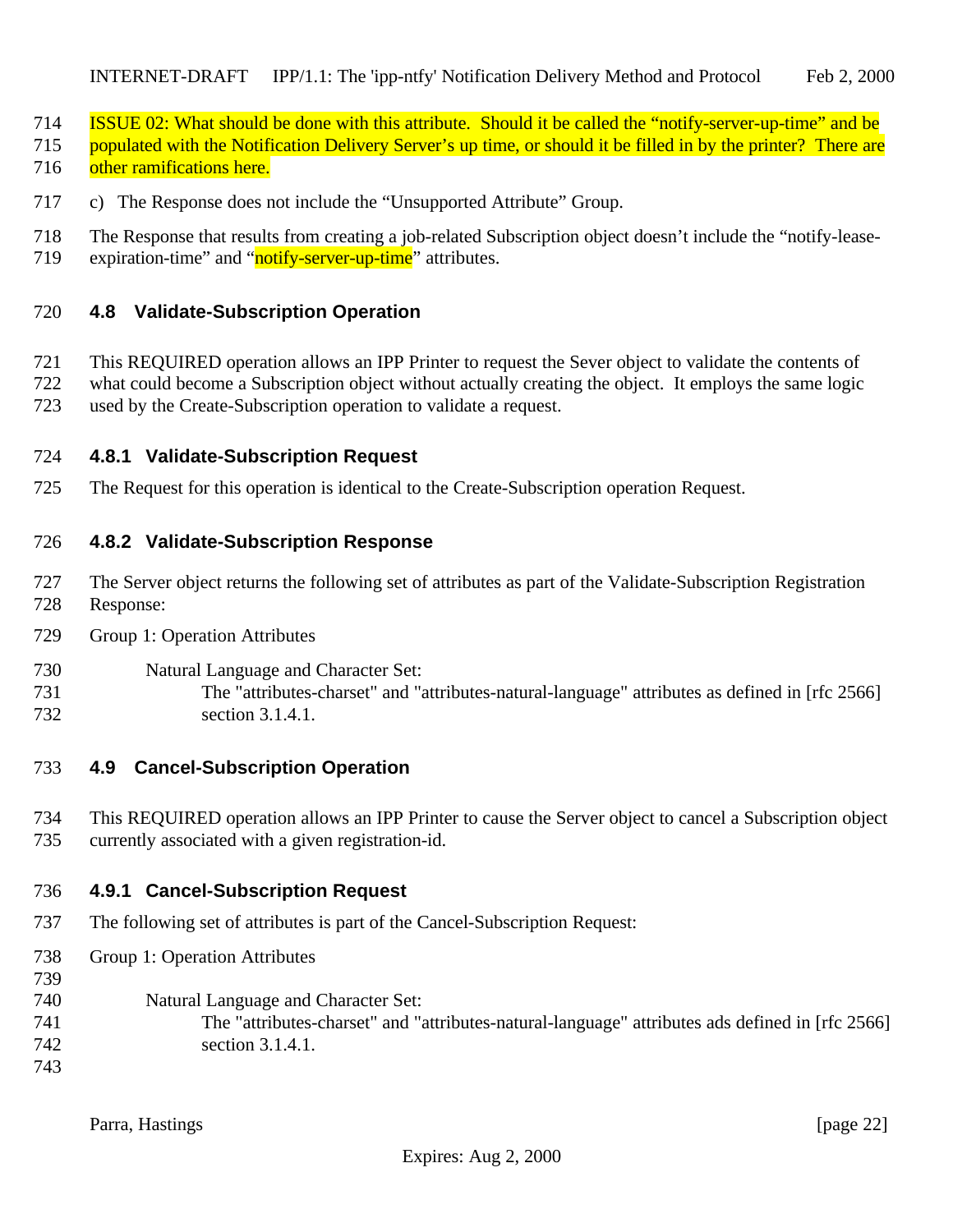ISSUE 02: What should be done with this attribute. Should it be called the "notify-server-up-time" and be populated with the Notification Delivery Server's up time, or should it be filled in by the printer? There are other ramifications here.

c) The Response does not include the "Unsupported Attribute" Group.

The Response that results from creating a job-related Subscription object doesn't include the "notify-lease-expiration-time" and "notify-server-up-time" attributes.

### 4.8 Validate-Subscription Operation

This REQUIRED operation allows an IPP Printer to request the Sever object to validate the contents of what could become a Subscription object without actually creating the object. It employs the same logic used by the Create-Subscription operation to validate a request.

#### 4.8.1 Validate-Subscription Request

The Request for this operation is identical to the Create-Subscription operation Request.

#### 4.8.2 Validate-Subscription Response

The Server object returns the following set of attributes as part of the Validate-Subscription Registration Response:

Group 1: Operation Attributes

Natural Language and Character Set:
The "attributes-charset" and "attributes-natural-language" attributes as defined in [rfc 2566] section 3.1.4.1.

### 4.9 Cancel-Subscription Operation

This REQUIRED operation allows an IPP Printer to cause the Server object to cancel a Subscription object currently associated with a given registration-id.

#### 4.9.1 Cancel-Subscription Request

The following set of attributes is part of the Cancel-Subscription Request:

Group 1: Operation Attributes

Natural Language and Character Set:
The "attributes-charset" and "attributes-natural-language" attributes ads defined in [rfc 2566] section 3.1.4.1.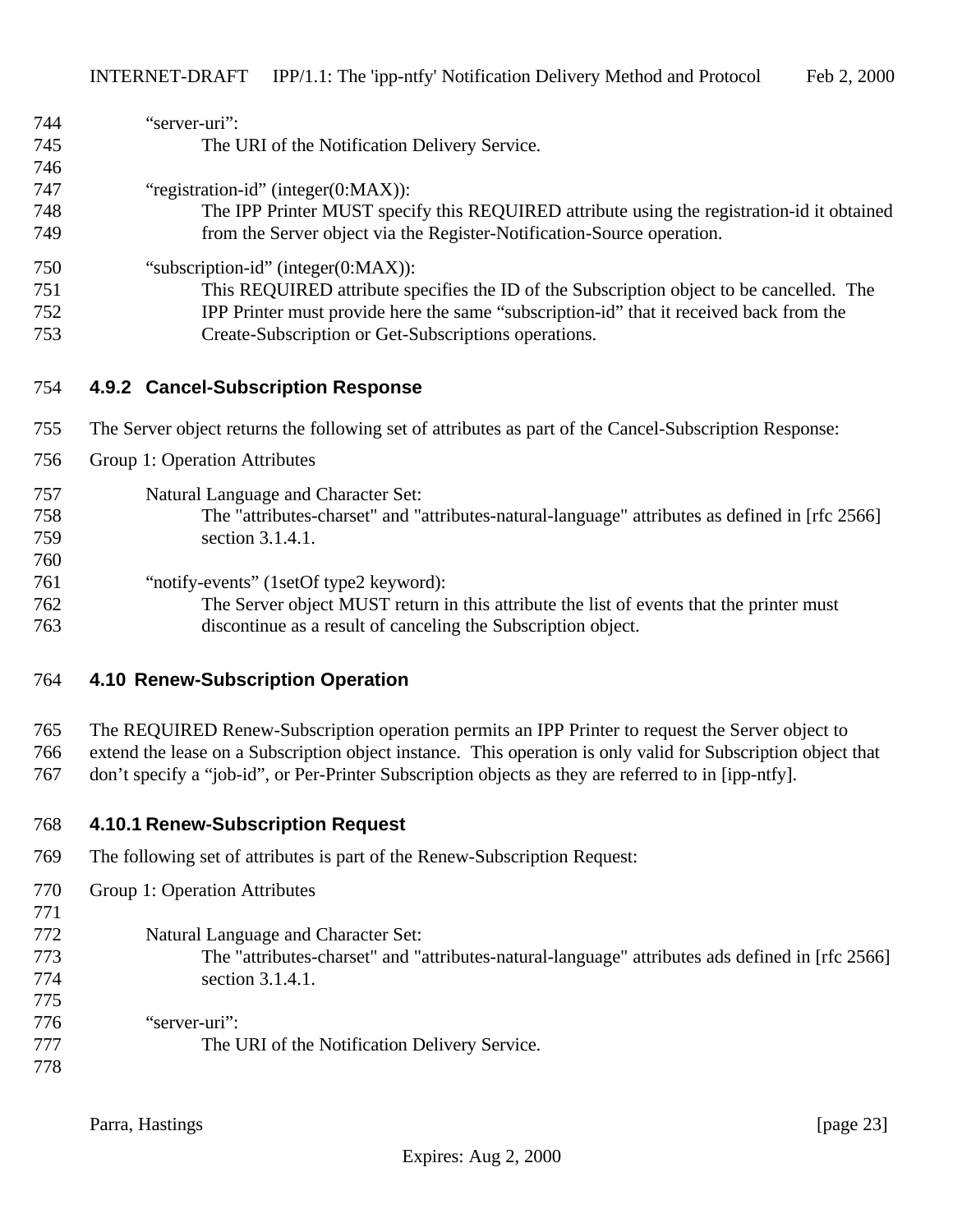"server-uri":
The URI of the Notification Delivery Service.

"registration-id" (integer(0:MAX)):
The IPP Printer MUST specify this REQUIRED attribute using the registration-id it obtained from the Server object via the Register-Notification-Source operation.

"subscription-id" (integer(0:MAX)):
This REQUIRED attribute specifies the ID of the Subscription object to be cancelled. The IPP Printer must provide here the same "subscription-id" that it received back from the Create-Subscription or Get-Subscriptions operations.

### 4.9.2 Cancel-Subscription Response

The Server object returns the following set of attributes as part of the Cancel-Subscription Response:

Group 1: Operation Attributes

Natural Language and Character Set:
The "attributes-charset" and "attributes-natural-language" attributes as defined in [rfc 2566] section 3.1.4.1.

"notify-events" (1setOf type2 keyword):
The Server object MUST return in this attribute the list of events that the printer must discontinue as a result of canceling the Subscription object.

## 4.10 Renew-Subscription Operation

The REQUIRED Renew-Subscription operation permits an IPP Printer to request the Server object to extend the lease on a Subscription object instance. This operation is only valid for Subscription object that don't specify a "job-id", or Per-Printer Subscription objects as they are referred to in [ipp-ntfy].

### 4.10.1 Renew-Subscription Request

The following set of attributes is part of the Renew-Subscription Request:

Group 1: Operation Attributes

Natural Language and Character Set:
The "attributes-charset" and "attributes-natural-language" attributes ads defined in [rfc 2566] section 3.1.4.1.

"server-uri":
The URI of the Notification Delivery Service.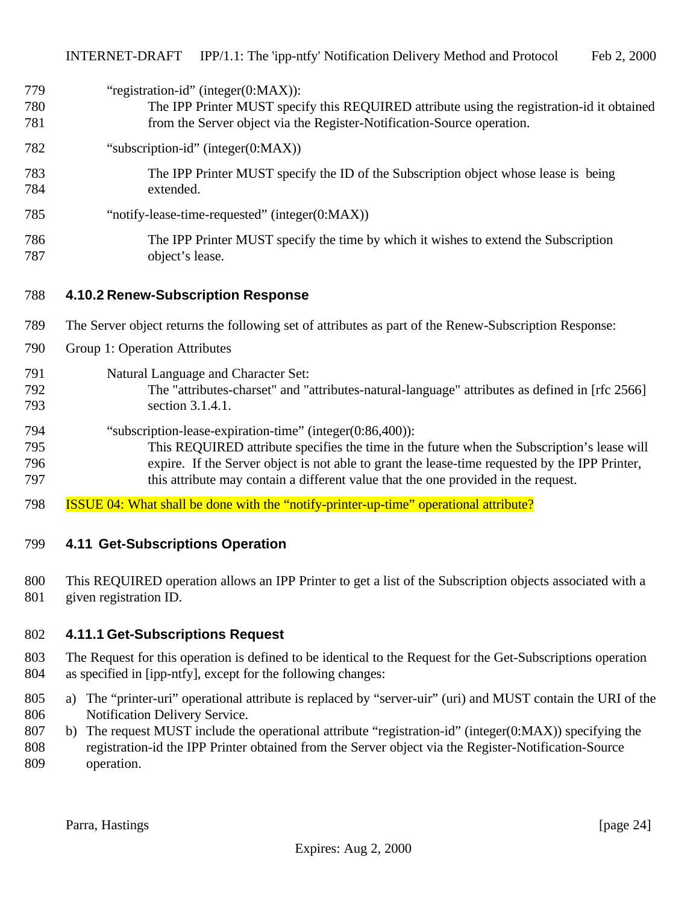"registration-id" (integer(0:MAX)):

The IPP Printer MUST specify this REQUIRED attribute using the registration-id it obtained from the Server object via the Register-Notification-Source operation.

"subscription-id" (integer(0:MAX))

The IPP Printer MUST specify the ID of the Subscription object whose lease is being extended.

"notify-lease-time-requested" (integer(0:MAX))

The IPP Printer MUST specify the time by which it wishes to extend the Subscription object's lease.

### 4.10.2 Renew-Subscription Response

The Server object returns the following set of attributes as part of the Renew-Subscription Response:

Group 1: Operation Attributes

Natural Language and Character Set:

The "attributes-charset" and "attributes-natural-language" attributes as defined in [rfc 2566] section 3.1.4.1.

"subscription-lease-expiration-time" (integer(0:86,400)):

This REQUIRED attribute specifies the time in the future when the Subscription's lease will expire. If the Server object is not able to grant the lease-time requested by the IPP Printer, this attribute may contain a different value that the one provided in the request.

ISSUE 04: What shall be done with the "notify-printer-up-time" operational attribute?

## 4.11 Get-Subscriptions Operation

This REQUIRED operation allows an IPP Printer to get a list of the Subscription objects associated with a given registration ID.

### 4.11.1 Get-Subscriptions Request

The Request for this operation is defined to be identical to the Request for the Get-Subscriptions operation as specified in [ipp-ntfy], except for the following changes:

a) The "printer-uri" operational attribute is replaced by "server-uir" (uri) and MUST contain the URI of the Notification Delivery Service.
b) The request MUST include the operational attribute "registration-id" (integer(0:MAX)) specifying the registration-id the IPP Printer obtained from the Server object via the Register-Notification-Source operation.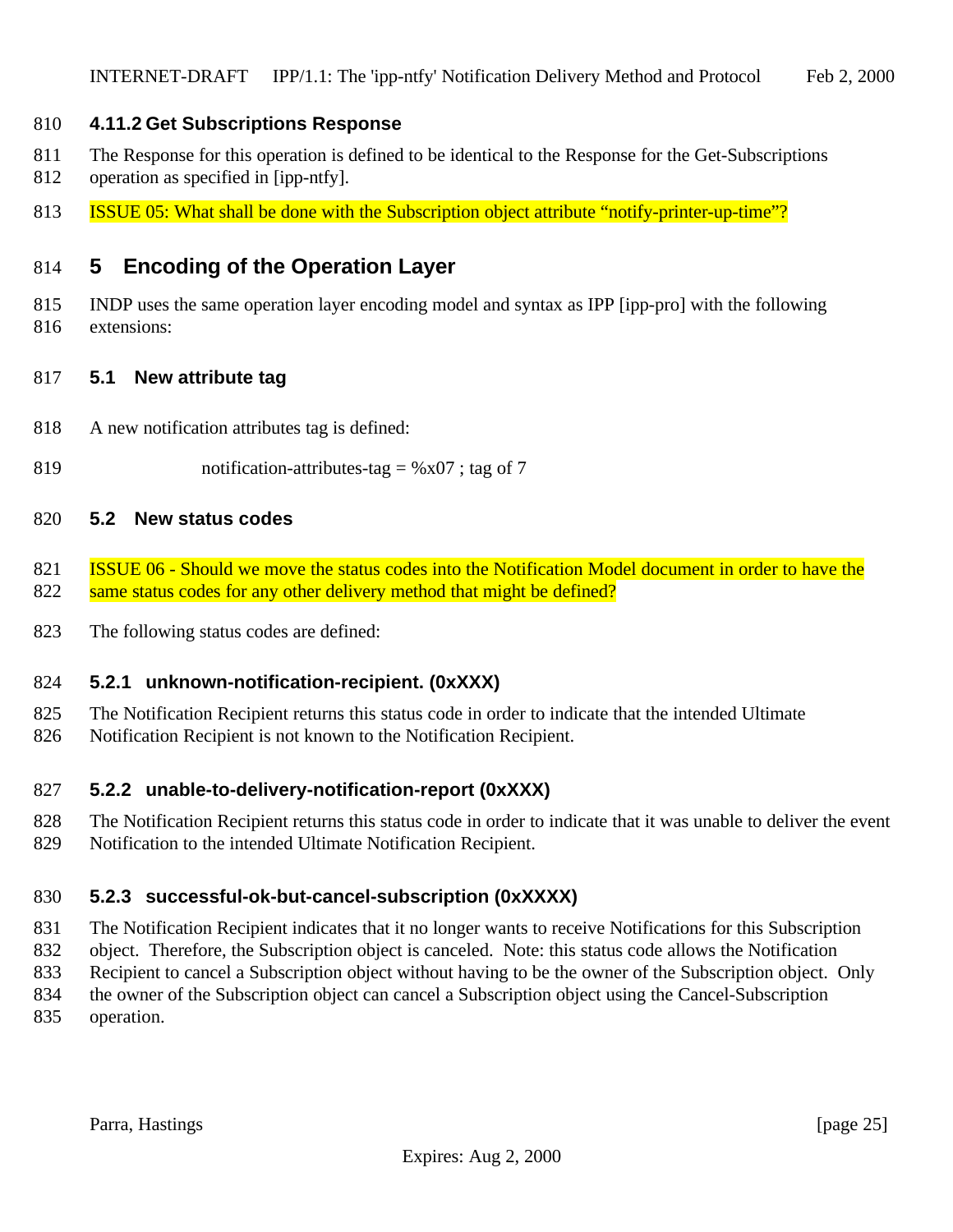#### 4.11.2 Get Subscriptions Response

The Response for this operation is defined to be identical to the Response for the Get-Subscriptions operation as specified in [ipp-ntfy].

ISSUE 05: What shall be done with the Subscription object attribute “notify-printer-up-time”?

# 5 Encoding of the Operation Layer

INDP uses the same operation layer encoding model and syntax as IPP [ipp-pro] with the following extensions:

## 5.1 New attribute tag

A new notification attributes tag is defined:

```
notification-attributes-tag = %x07 ; tag of 7
```

## 5.2 New status codes

ISSUE 06 - Should we move the status codes into the Notification Model document in order to have the same status codes for any other delivery method that might be defined?

The following status codes are defined:

### 5.2.1 unknown-notification-recipient. (0xXXX)

The Notification Recipient returns this status code in order to indicate that the intended Ultimate Notification Recipient is not known to the Notification Recipient.

### 5.2.2 unable-to-delivery-notification-report (0xXXX)

The Notification Recipient returns this status code in order to indicate that it was unable to deliver the event Notification to the intended Ultimate Notification Recipient.

### 5.2.3 successful-ok-but-cancel-subscription (0xXXXX)

The Notification Recipient indicates that it no longer wants to receive Notifications for this Subscription object. Therefore, the Subscription object is canceled. Note: this status code allows the Notification Recipient to cancel a Subscription object without having to be the owner of the Subscription object. Only the owner of the Subscription object can cancel a Subscription object using the Cancel-Subscription operation.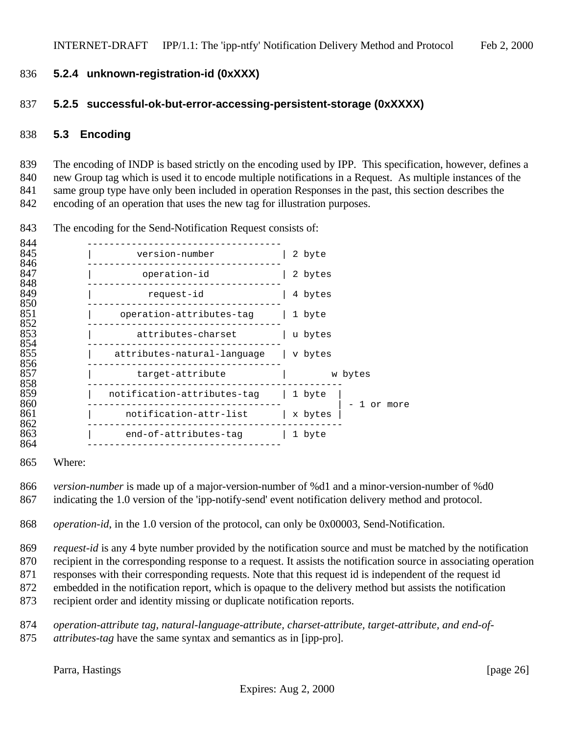### 5.2.4 unknown-registration-id (0xXXX)

### 5.2.5 successful-ok-but-error-accessing-persistent-storage (0xXXXX)

## 5.3 Encoding

The encoding of INDP is based strictly on the encoding used by IPP. This specification, however, defines a new Group tag which is used it to encode multiple notifications in a Request. As multiple instances of the same group type have only been included in operation Responses in the past, this section describes the encoding of an operation that uses the new tag for illustration purposes.

The encoding for the Send-Notification Request consists of:

```
        -----------------------------------
        |        version-number           | 2 byte
        -----------------------------------
        |         operation-id            | 2 bytes
        -----------------------------------
        |          request-id             | 4 bytes
        -----------------------------------
        |     operation-attributes-tag    | 1 byte
        -----------------------------------
        |        attributes-charset       | u bytes
        -----------------------------------
        |    attributes-natural-language  | v bytes
        -----------------------------------
        |        target-attribute         |       w bytes
        ----------------------------------------------
        |   notification-attributes-tag   | 1 byte  |
        -----------------------------------          | - 1 or more
        |      notification-attr-list     | x bytes |
        ----------------------------------------------
        |      end-of-attributes-tag      | 1 byte
        -----------------------------------
```

Where:

*version-number* is made up of a major-version-number of %d1 and a minor-version-number of %d0 indicating the 1.0 version of the 'ipp-notify-send' event notification delivery method and protocol.

*operation-id*, in the 1.0 version of the protocol, can only be 0x00003, Send-Notification.

*request-id* is any 4 byte number provided by the notification source and must be matched by the notification recipient in the corresponding response to a request. It assists the notification source in associating operation responses with their corresponding requests. Note that this request id is independent of the request id embedded in the notification report, which is opaque to the delivery method but assists the notification recipient order and identity missing or duplicate notification reports.

*operation-attribute tag, natural-language-attribute, charset-attribute, target-attribute, and end-of-attributes-tag* have the same syntax and semantics as in [ipp-pro].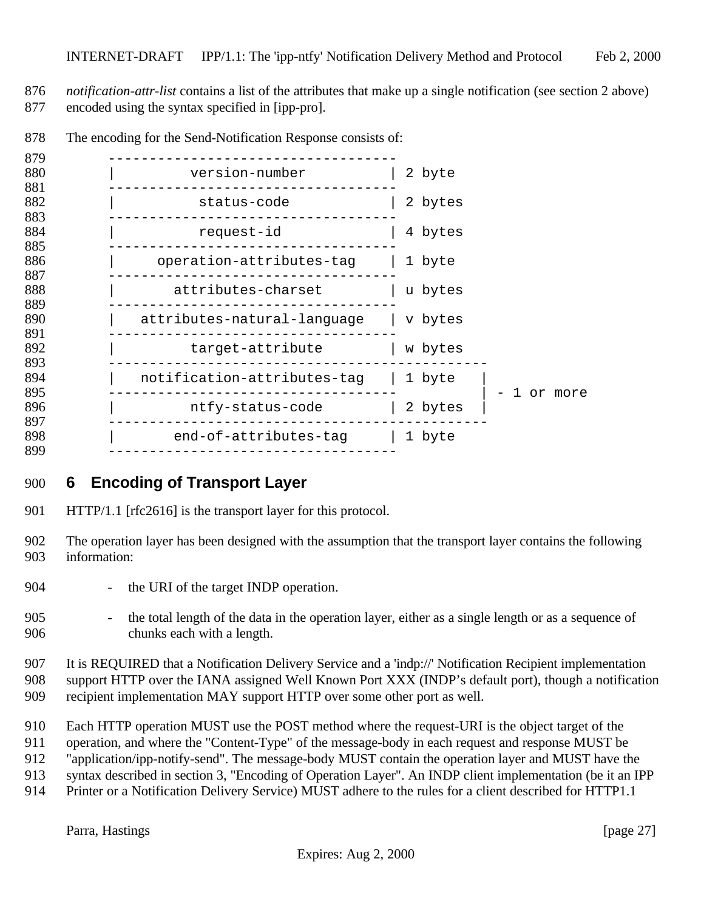*notification-attr-list* contains a list of the attributes that make up a single notification (see section 2 above) encoded using the syntax specified in [ipp-pro].

The encoding for the Send-Notification Response consists of:

```
-----------------------------------
|         version-number          | 2 byte
-----------------------------------
|          status-code            | 2 bytes
-----------------------------------
|          request-id             | 4 bytes
-----------------------------------
|     operation-attributes-tag    | 1 byte
-----------------------------------
|       attributes-charset        | u bytes
-----------------------------------
|   attributes-natural-language   | v bytes
-----------------------------------
|         target-attribute        | w bytes
----------------------------------------------
|   notification-attributes-tag   | 1 byte   |
-----------------------------------          | - 1 or more
|         ntfy-status-code        | 2 bytes  |
----------------------------------------------
|       end-of-attributes-tag     | 1 byte
-----------------------------------
```

# 6 Encoding of Transport Layer

HTTP/1.1 [rfc2616] is the transport layer for this protocol.

The operation layer has been designed with the assumption that the transport layer contains the following information:

- the URI of the target INDP operation.
- the total length of the data in the operation layer, either as a single length or as a sequence of chunks each with a length.

It is REQUIRED that a Notification Delivery Service and a 'indp://' Notification Recipient implementation support HTTP over the IANA assigned Well Known Port XXX (INDP's default port), though a notification recipient implementation MAY support HTTP over some other port as well.

Each HTTP operation MUST use the POST method where the request-URI is the object target of the operation, and where the "Content-Type" of the message-body in each request and response MUST be "application/ipp-notify-send". The message-body MUST contain the operation layer and MUST have the syntax described in section 3, "Encoding of Operation Layer". An INDP client implementation (be it an IPP Printer or a Notification Delivery Service) MUST adhere to the rules for a client described for HTTP1.1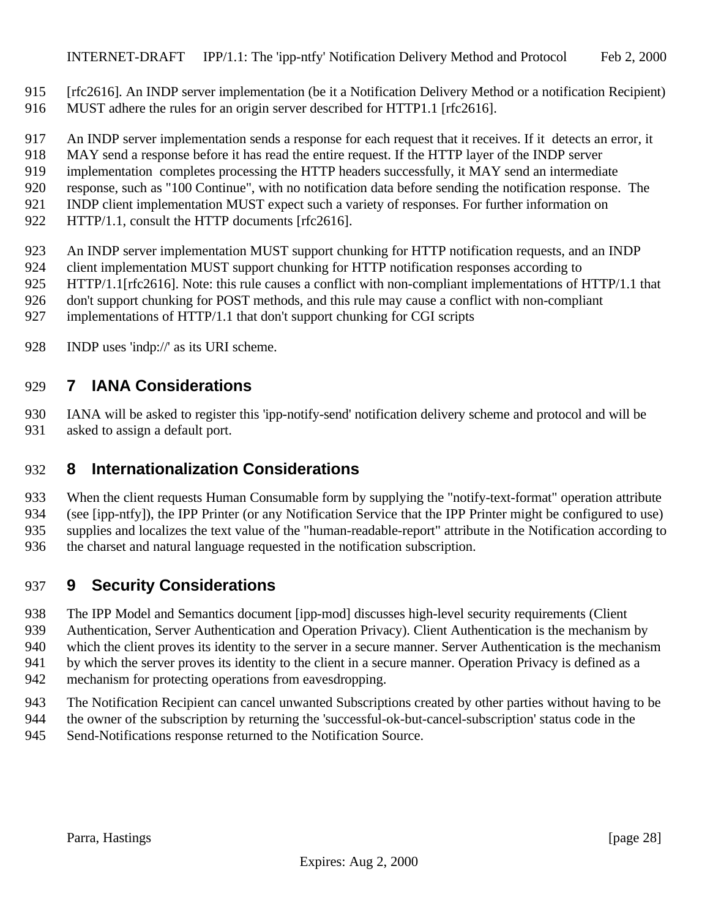[rfc2616]. An INDP server implementation (be it a Notification Delivery Method or a notification Recipient) MUST adhere the rules for an origin server described for HTTP1.1 [rfc2616].

An INDP server implementation sends a response for each request that it receives. If it detects an error, it MAY send a response before it has read the entire request. If the HTTP layer of the INDP server implementation completes processing the HTTP headers successfully, it MAY send an intermediate response, such as "100 Continue", with no notification data before sending the notification response. The INDP client implementation MUST expect such a variety of responses. For further information on HTTP/1.1, consult the HTTP documents [rfc2616].

An INDP server implementation MUST support chunking for HTTP notification requests, and an INDP client implementation MUST support chunking for HTTP notification responses according to HTTP/1.1[rfc2616]. Note: this rule causes a conflict with non-compliant implementations of HTTP/1.1 that don't support chunking for POST methods, and this rule may cause a conflict with non-compliant implementations of HTTP/1.1 that don't support chunking for CGI scripts

INDP uses 'indp://' as its URI scheme.

## 7 IANA Considerations

IANA will be asked to register this 'ipp-notify-send' notification delivery scheme and protocol and will be asked to assign a default port.

## 8 Internationalization Considerations

When the client requests Human Consumable form by supplying the "notify-text-format" operation attribute (see [ipp-ntfy]), the IPP Printer (or any Notification Service that the IPP Printer might be configured to use) supplies and localizes the text value of the "human-readable-report" attribute in the Notification according to the charset and natural language requested in the notification subscription.

## 9 Security Considerations

The IPP Model and Semantics document [ipp-mod] discusses high-level security requirements (Client Authentication, Server Authentication and Operation Privacy). Client Authentication is the mechanism by which the client proves its identity to the server in a secure manner. Server Authentication is the mechanism by which the server proves its identity to the client in a secure manner. Operation Privacy is defined as a mechanism for protecting operations from eavesdropping.

The Notification Recipient can cancel unwanted Subscriptions created by other parties without having to be the owner of the subscription by returning the 'successful-ok-but-cancel-subscription' status code in the Send-Notifications response returned to the Notification Source.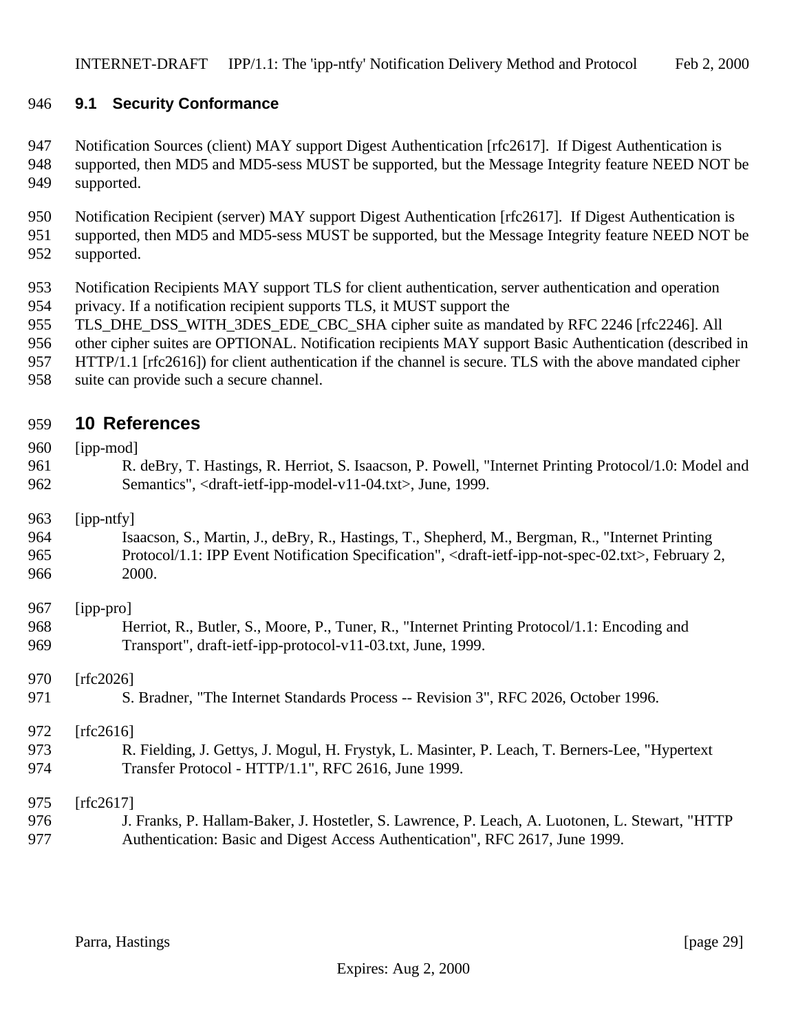### 9.1 Security Conformance

Notification Sources (client) MAY support Digest Authentication [rfc2617]. If Digest Authentication is supported, then MD5 and MD5-sess MUST be supported, but the Message Integrity feature NEED NOT be supported.

Notification Recipient (server) MAY support Digest Authentication [rfc2617]. If Digest Authentication is supported, then MD5 and MD5-sess MUST be supported, but the Message Integrity feature NEED NOT be supported.

Notification Recipients MAY support TLS for client authentication, server authentication and operation privacy. If a notification recipient supports TLS, it MUST support the TLS_DHE_DSS_WITH_3DES_EDE_CBC_SHA cipher suite as mandated by RFC 2246 [rfc2246]. All other cipher suites are OPTIONAL. Notification recipients MAY support Basic Authentication (described in HTTP/1.1 [rfc2616]) for client authentication if the channel is secure. TLS with the above mandated cipher suite can provide such a secure channel.

## 10 References

[ipp-mod]
R. deBry, T. Hastings, R. Herriot, S. Isaacson, P. Powell, "Internet Printing Protocol/1.0: Model and Semantics", <draft-ietf-ipp-model-v11-04.txt>, June, 1999.

[ipp-ntfy]
Isaacson, S., Martin, J., deBry, R., Hastings, T., Shepherd, M., Bergman, R., "Internet Printing Protocol/1.1: IPP Event Notification Specification", <draft-ietf-ipp-not-spec-02.txt>, February 2, 2000.

[ipp-pro]
Herriot, R., Butler, S., Moore, P., Tuner, R., "Internet Printing Protocol/1.1: Encoding and Transport", draft-ietf-ipp-protocol-v11-03.txt, June, 1999.

[rfc2026]
S. Bradner, "The Internet Standards Process -- Revision 3", RFC 2026, October 1996.

[rfc2616]
R. Fielding, J. Gettys, J. Mogul, H. Frystyk, L. Masinter, P. Leach, T. Berners-Lee, "Hypertext Transfer Protocol - HTTP/1.1", RFC 2616, June 1999.

[rfc2617]
J. Franks, P. Hallam-Baker, J. Hostetler, S. Lawrence, P. Leach, A. Luotonen, L. Stewart, "HTTP Authentication: Basic and Digest Access Authentication", RFC 2617, June 1999.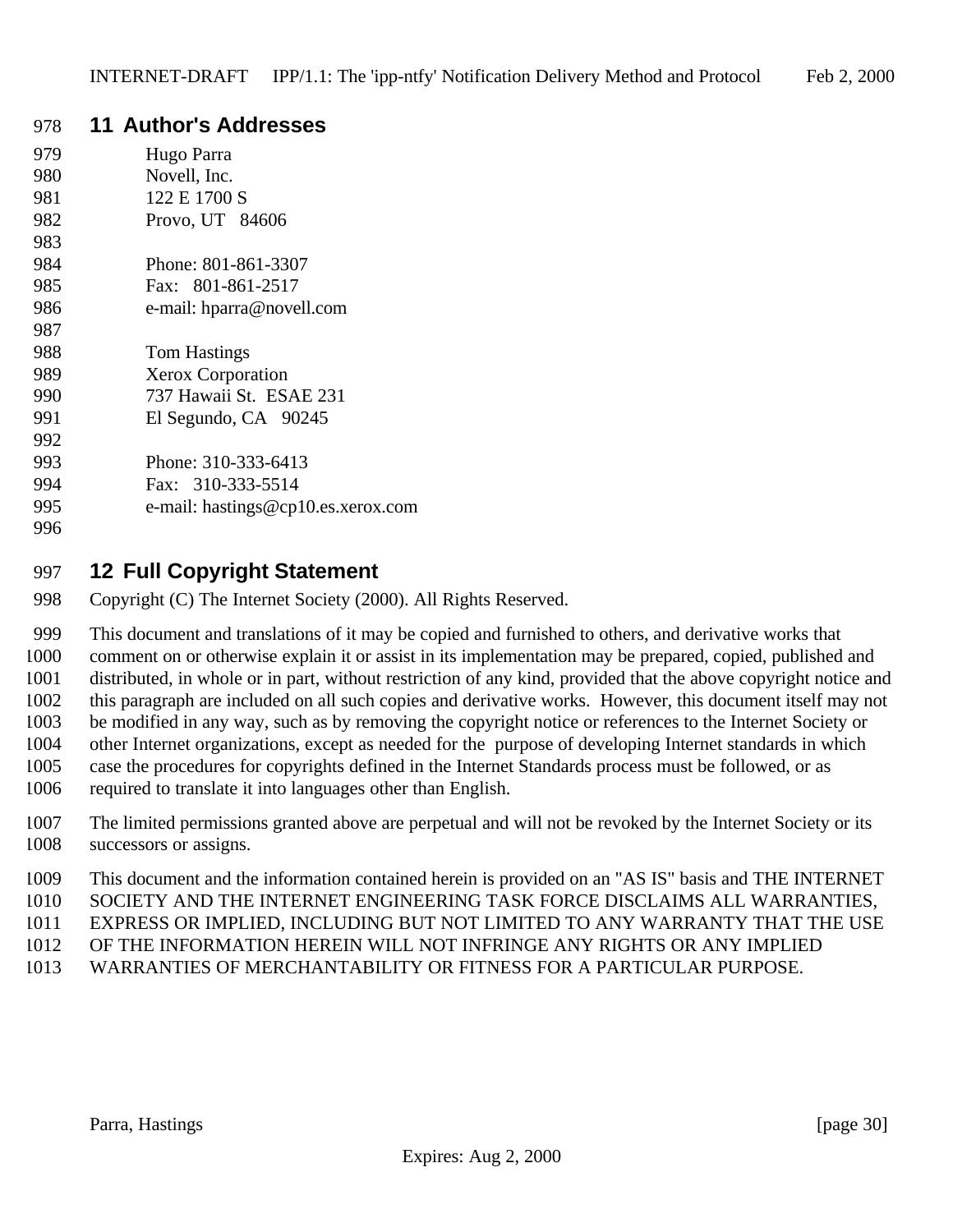## 11 Author's Addresses

Hugo Parra
Novell, Inc.
122 E 1700 S
Provo, UT 84606

Phone: 801-861-3307
Fax: 801-861-2517
e-mail: hparra@novell.com

Tom Hastings
Xerox Corporation
737 Hawaii St. ESAE 231
El Segundo, CA 90245

Phone: 310-333-6413
Fax: 310-333-5514
e-mail: hastings@cp10.es.xerox.com

## 12 Full Copyright Statement

Copyright (C) The Internet Society (2000). All Rights Reserved.

This document and translations of it may be copied and furnished to others, and derivative works that comment on or otherwise explain it or assist in its implementation may be prepared, copied, published and distributed, in whole or in part, without restriction of any kind, provided that the above copyright notice and this paragraph are included on all such copies and derivative works. However, this document itself may not be modified in any way, such as by removing the copyright notice or references to the Internet Society or other Internet organizations, except as needed for the purpose of developing Internet standards in which case the procedures for copyrights defined in the Internet Standards process must be followed, or as required to translate it into languages other than English.

The limited permissions granted above are perpetual and will not be revoked by the Internet Society or its successors or assigns.

This document and the information contained herein is provided on an "AS IS" basis and THE INTERNET SOCIETY AND THE INTERNET ENGINEERING TASK FORCE DISCLAIMS ALL WARRANTIES, EXPRESS OR IMPLIED, INCLUDING BUT NOT LIMITED TO ANY WARRANTY THAT THE USE OF THE INFORMATION HEREIN WILL NOT INFRINGE ANY RIGHTS OR ANY IMPLIED WARRANTIES OF MERCHANTABILITY OR FITNESS FOR A PARTICULAR PURPOSE.